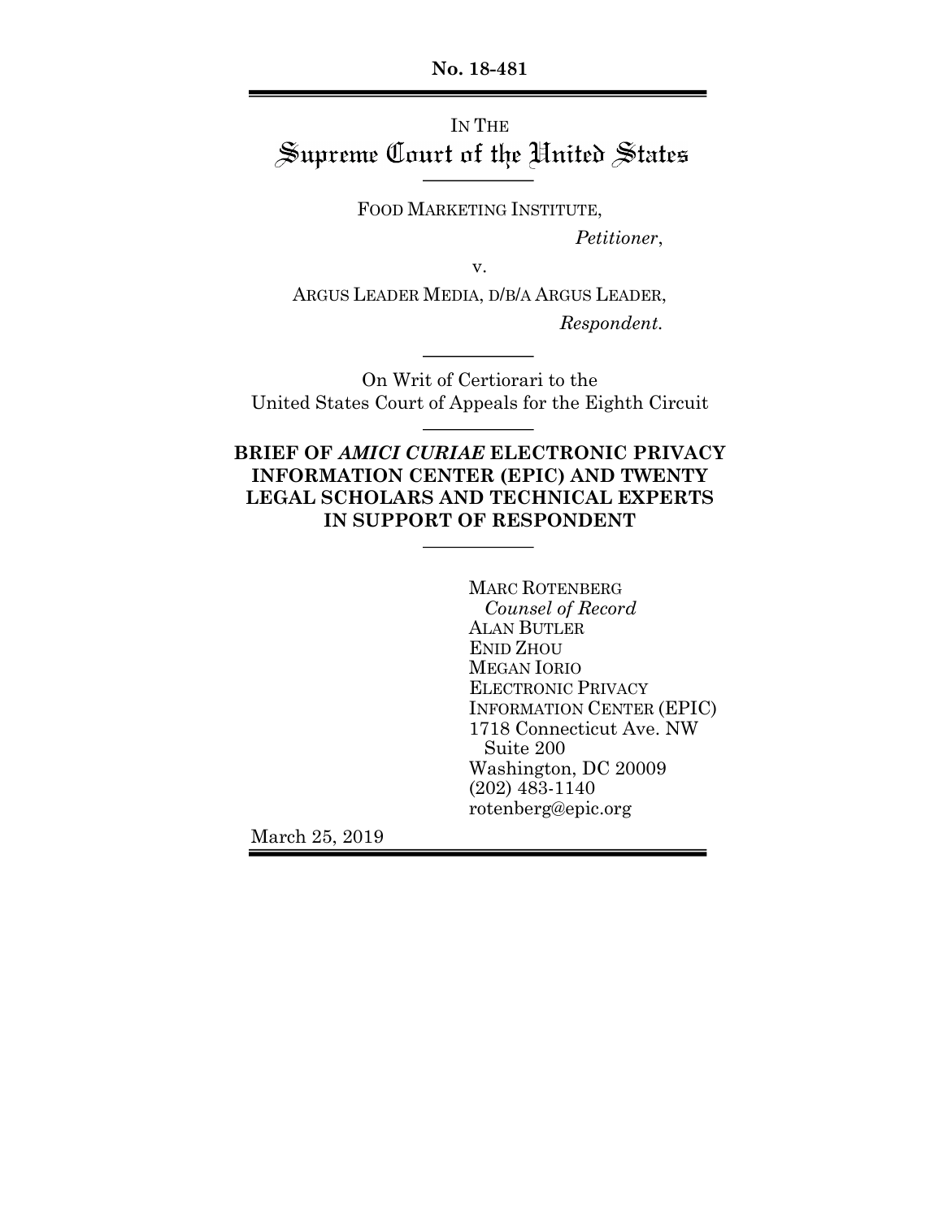**No. 18-481**

IN THE
# Supreme Court of the United States

FOOD MARKETING INSTITUTE,

*Petitioner*,

v.

ARGUS LEADER MEDIA, D/B/A ARGUS LEADER,

*Respondent.*

On Writ of Certiorari to the
United States Court of Appeals for the Eighth Circuit

**BRIEF OF *AMICI CURIAE* ELECTRONIC PRIVACY INFORMATION CENTER (EPIC) AND TWENTY LEGAL SCHOLARS AND TECHNICAL EXPERTS IN SUPPORT OF RESPONDENT**

MARC ROTENBERG
*Counsel of Record*
ALAN BUTLER
ENID ZHOU
MEGAN IORIO
ELECTRONIC PRIVACY INFORMATION CENTER (EPIC)
1718 Connecticut Ave. NW
Suite 200
Washington, DC 20009
(202) 483-1140
rotenberg@epic.org

March 25, 2019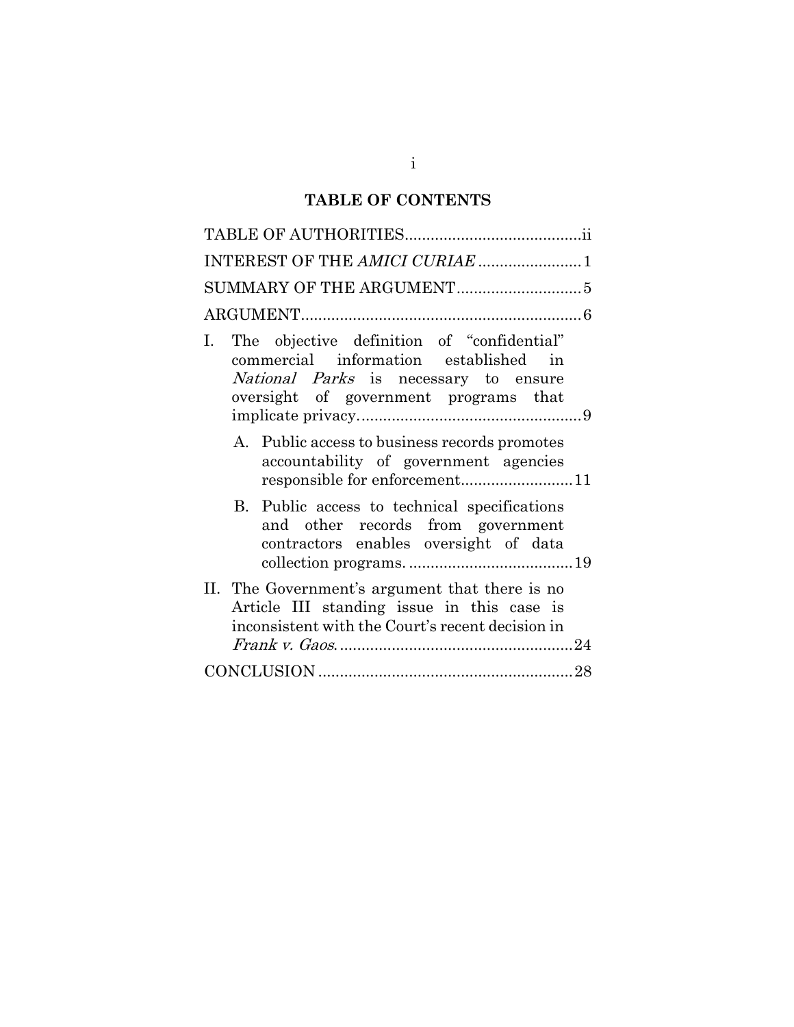## TABLE OF CONTENTS

TABLE OF AUTHORITIES......................................ii

INTEREST OF THE *AMICI CURIAE* ........................1

SUMMARY OF THE ARGUMENT............................5

ARGUMENT...............................................................6

I. The objective definition of "confidential" commercial information established in *National Parks* is necessary to ensure oversight of government programs that implicate privacy....................................................9

   A. Public access to business records promotes accountability of government agencies responsible for enforcement..........................11

   B. Public access to technical specifications and other records from government contractors enables oversight of data collection programs. ......................................19

II. The Government's argument that there is no Article III standing issue in this case is inconsistent with the Court's recent decision in *Frank v. Gaos*......................................................24

CONCLUSION ..........................................................28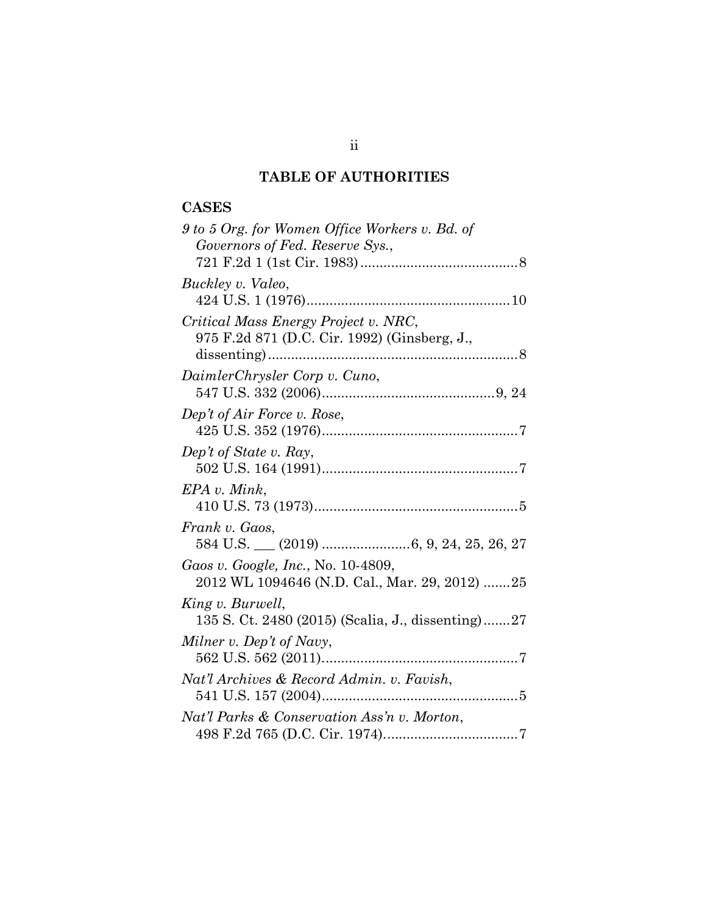# TABLE OF AUTHORITIES

## CASES

*9 to 5 Org. for Women Office Workers v. Bd. of Governors of Fed. Reserve Sys.*, 721 F.2d 1 (1st Cir. 1983) ........................................ 8

*Buckley v. Valeo*, 424 U.S. 1 (1976) .................................................... 10

*Critical Mass Energy Project v. NRC*, 975 F.2d 871 (D.C. Cir. 1992) (Ginsberg, J., dissenting) ................................................................. 8

*DaimlerChrysler Corp v. Cuno*, 547 U.S. 332 (2006) ............................................ 9, 24

*Dep't of Air Force v. Rose*, 425 U.S. 352 (1976) .................................................. 7

*Dep't of State v. Ray*, 502 U.S. 164 (1991) .................................................. 7

*EPA v. Mink*, 410 U.S. 73 (1973) .................................................... 5

*Frank v. Gaos*, 584 U.S. \_\_\_ (2019) ...................... 6, 9, 24, 25, 26, 27

*Gaos v. Google, Inc.*, No. 10-4809, 2012 WL 1094646 (N.D. Cal., Mar. 29, 2012) ....... 25

*King v. Burwell*, 135 S. Ct. 2480 (2015) (Scalia, J., dissenting) ....... 27

*Milner v. Dep't of Navy*, 562 U.S. 562 (2011) .................................................. 7

*Nat'l Archives & Record Admin. v. Favish*, 541 U.S. 157 (2004) .................................................. 5

*Nat'l Parks & Conservation Ass'n v. Morton*, 498 F.2d 765 (D.C. Cir. 1974) .................................. 7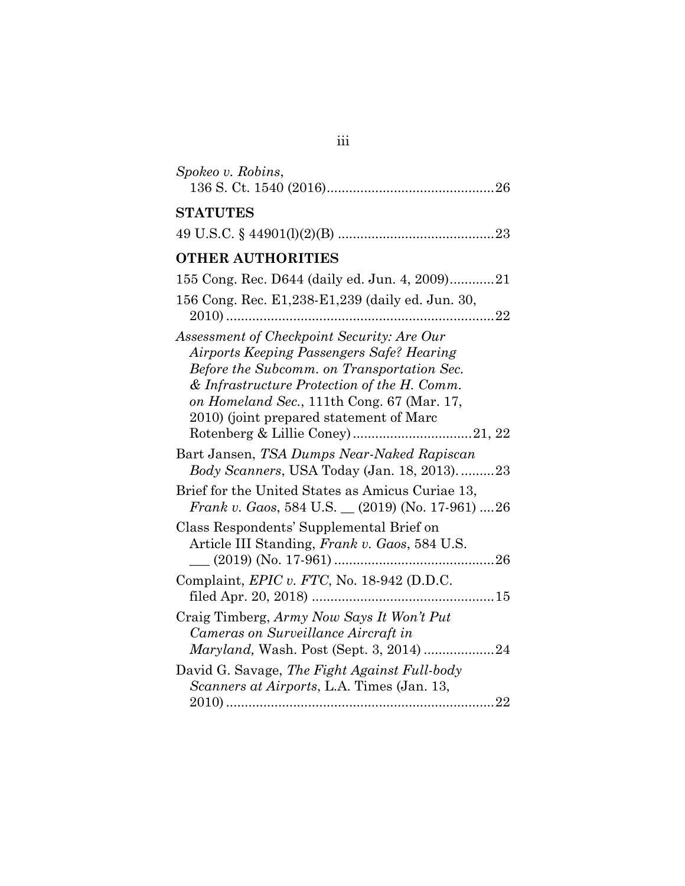*Spokeo v. Robins*,
136 S. Ct. 1540 (2016)............................................26

**STATUTES**

49 U.S.C. § 44901(l)(2)(B) ..........................................23

**OTHER AUTHORITIES**

155 Cong. Rec. D644 (daily ed. Jun. 4, 2009)............21

156 Cong. Rec. E1,238-E1,239 (daily ed. Jun. 30, 2010)........................................................................22

*Assessment of Checkpoint Security: Are Our Airports Keeping Passengers Safe? Hearing Before the Subcomm. on Transportation Sec. & Infrastructure Protection of the H. Comm. on Homeland Sec.*, 111th Cong. 67 (Mar. 17, 2010) (joint prepared statement of Marc Rotenberg & Lillie Coney)................................21, 22

Bart Jansen, *TSA Dumps Near-Naked Rapiscan Body Scanners*, USA Today (Jan. 18, 2013)..........23

Brief for the United States as Amicus Curiae 13, *Frank v. Gaos*, 584 U.S. __ (2019) (No. 17-961) ....26

Class Respondents' Supplemental Brief on Article III Standing, *Frank v. Gaos*, 584 U.S. ___ (2019) (No. 17-961) ..........................................26

Complaint, *EPIC v. FTC*, No. 18-942 (D.D.C. filed Apr. 20, 2018) ................................................15

Craig Timberg, *Army Now Says It Won't Put Cameras on Surveillance Aircraft in Maryland,* Wash. Post (Sept. 3, 2014) ...................24

David G. Savage, *The Fight Against Full-body Scanners at Airports*, L.A. Times (Jan. 13, 2010)........................................................................22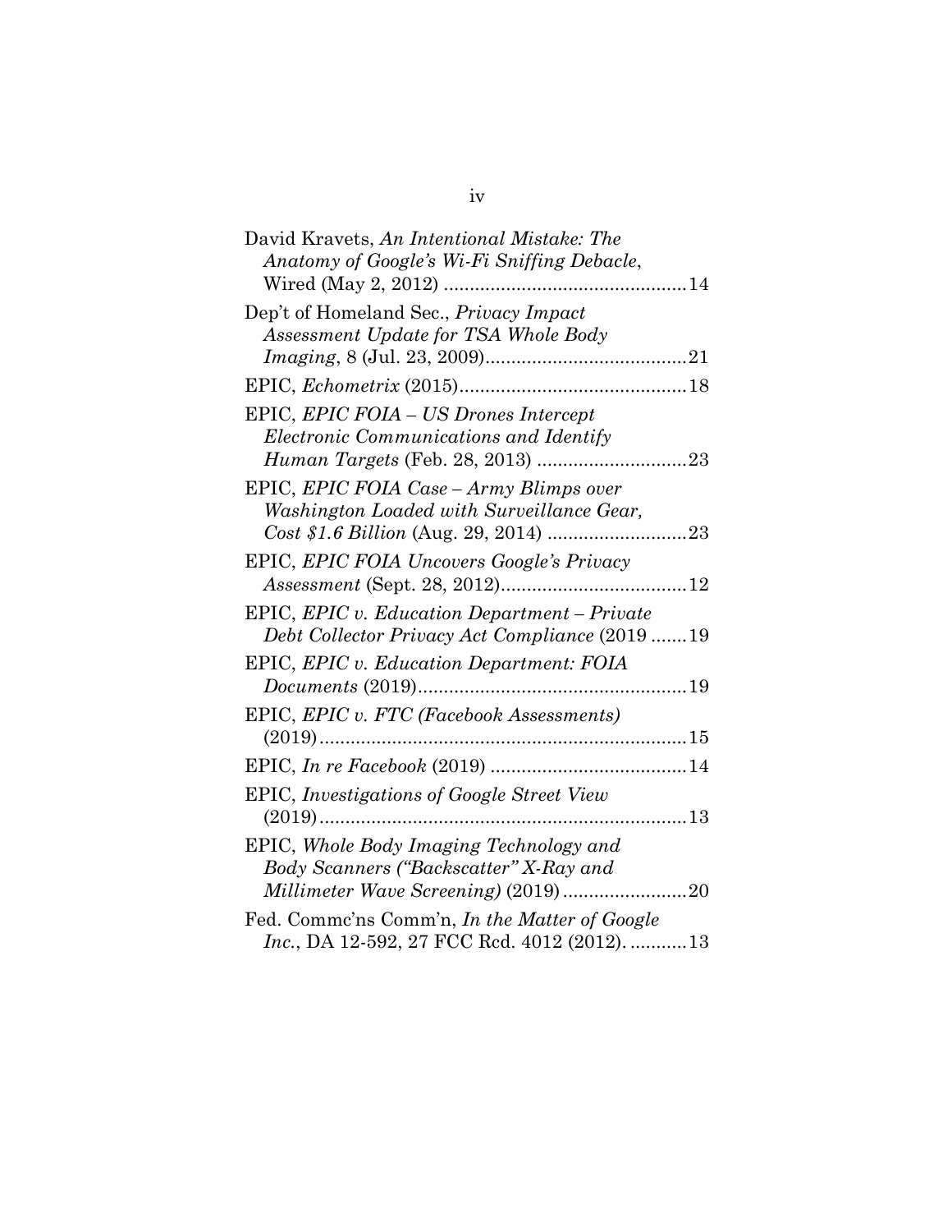David Kravets, *An Intentional Mistake: The Anatomy of Google's Wi-Fi Sniffing Debacle*, Wired (May 2, 2012) ................................................14

Dep't of Homeland Sec., *Privacy Impact Assessment Update for TSA Whole Body Imaging*, 8 (Jul. 23, 2009).......................................21

EPIC, *Echometrix* (2015)............................................18

EPIC, *EPIC FOIA – US Drones Intercept Electronic Communications and Identify Human Targets* (Feb. 28, 2013) ............................23

EPIC, *EPIC FOIA Case – Army Blimps over Washington Loaded with Surveillance Gear, Cost $1.6 Billion* (Aug. 29, 2014) ..........................23

EPIC, *EPIC FOIA Uncovers Google's Privacy Assessment* (Sept. 28, 2012)....................................12

EPIC, *EPIC v. Education Department – Private Debt Collector Privacy Act Compliance* (2019 .......19

EPIC, *EPIC v. Education Department: FOIA Documents* (2019)....................................................19

EPIC, *EPIC v. FTC (Facebook Assessments)* (2019).......................................................................15

EPIC, *In re Facebook* (2019) ......................................14

EPIC, *Investigations of Google Street View* (2019).......................................................................13

EPIC, *Whole Body Imaging Technology and Body Scanners ("Backscatter" X-Ray and Millimeter Wave Screening)* (2019)........................20

Fed. Commc'ns Comm'n, *In the Matter of Google Inc.*, DA 12-592, 27 FCC Rcd. 4012 (2012). ...........13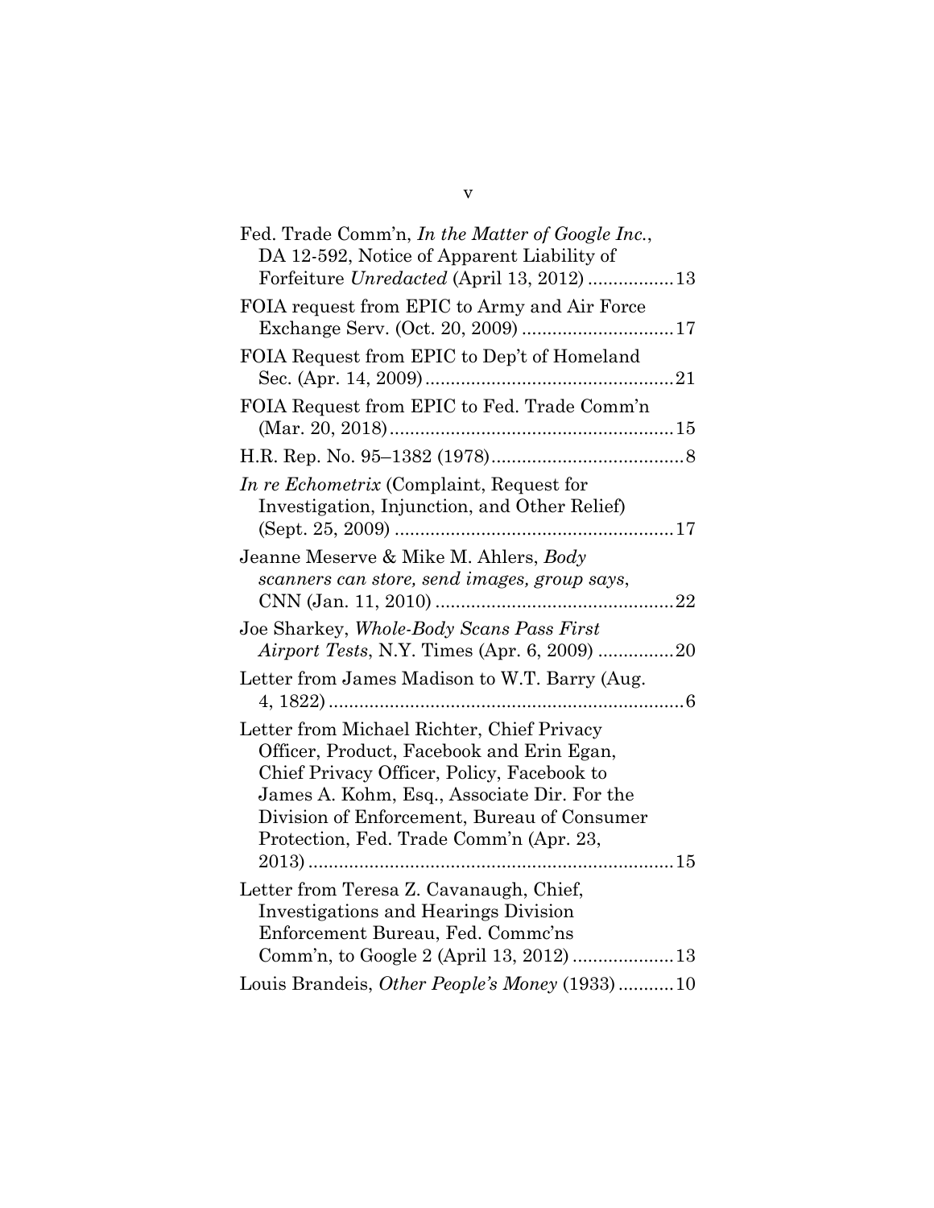Fed. Trade Comm'n, *In the Matter of Google Inc.*, DA 12-592, Notice of Apparent Liability of Forfeiture *Unredacted* (April 13, 2012) ................ 13

FOIA request from EPIC to Army and Air Force Exchange Serv. (Oct. 20, 2009) ............................ 17

FOIA Request from EPIC to Dep't of Homeland Sec. (Apr. 14, 2009) ................................................ 21

FOIA Request from EPIC to Fed. Trade Comm'n (Mar. 20, 2018) ....................................................... 15

H.R. Rep. No. 95–1382 (1978) ...................................... 8

*In re Echometrix* (Complaint, Request for Investigation, Injunction, and Other Relief) (Sept. 25, 2009) ...................................................... 17

Jeanne Meserve & Mike M. Ahlers, *Body scanners can store, send images, group says*, CNN (Jan. 11, 2010) .............................................. 22

Joe Sharkey, *Whole-Body Scans Pass First Airport Tests*, N.Y. Times (Apr. 6, 2009) ............... 20

Letter from James Madison to W.T. Barry (Aug. 4, 1822) ...................................................................... 6

Letter from Michael Richter, Chief Privacy Officer, Product, Facebook and Erin Egan, Chief Privacy Officer, Policy, Facebook to James A. Kohm, Esq., Associate Dir. For the Division of Enforcement, Bureau of Consumer Protection, Fed. Trade Comm'n (Apr. 23, 2013) ...................................................................... 15

Letter from Teresa Z. Cavanaugh, Chief, Investigations and Hearings Division Enforcement Bureau, Fed. Commc'ns Comm'n, to Google 2 (April 13, 2012) .................... 13

Louis Brandeis, *Other People's Money* (1933) ........... 10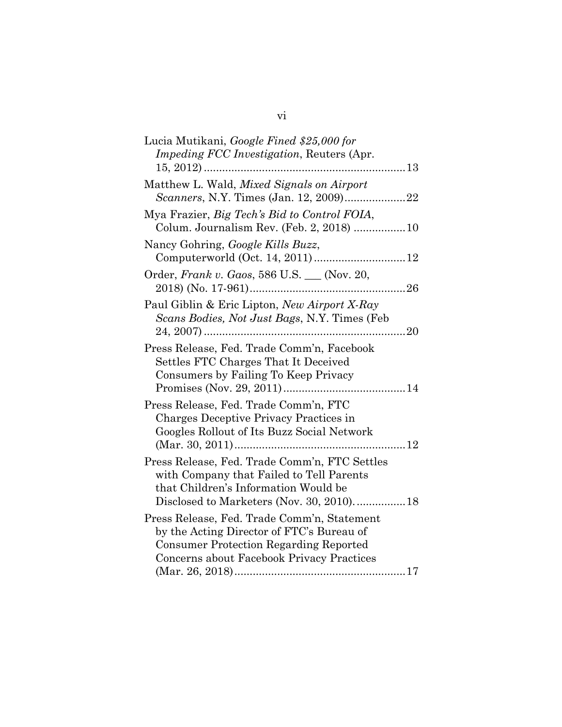Lucia Mutikani, *Google Fined $25,000 for Impeding FCC Investigation*, Reuters (Apr. 15, 2012) .................................................................. 13

Matthew L. Wald, *Mixed Signals on Airport Scanners*, N.Y. Times (Jan. 12, 2009) .................... 22

Mya Frazier, *Big Tech's Bid to Control FOIA*, Colum. Journalism Rev. (Feb. 2, 2018) ................. 10

Nancy Gohring, *Google Kills Buzz*, Computerworld (Oct. 14, 2011) ............................. 12

Order, *Frank v. Gaos*, 586 U.S. ___ (Nov. 20, 2018) (No. 17-961) .................................................. 26

Paul Giblin & Eric Lipton, *New Airport X-Ray Scans Bodies, Not Just Bags*, N.Y. Times (Feb 24, 2007) .................................................................. 20

Press Release, Fed. Trade Comm'n, Facebook Settles FTC Charges That It Deceived Consumers by Failing To Keep Privacy Promises (Nov. 29, 2011) ........................................ 14

Press Release, Fed. Trade Comm'n, FTC Charges Deceptive Privacy Practices in Googles Rollout of Its Buzz Social Network (Mar. 30, 2011) ........................................................ 12

Press Release, Fed. Trade Comm'n, FTC Settles with Company that Failed to Tell Parents that Children's Information Would be Disclosed to Marketers (Nov. 30, 2010). ................ 18

Press Release, Fed. Trade Comm'n, Statement by the Acting Director of FTC's Bureau of Consumer Protection Regarding Reported Concerns about Facebook Privacy Practices (Mar. 26, 2018) ........................................................ 17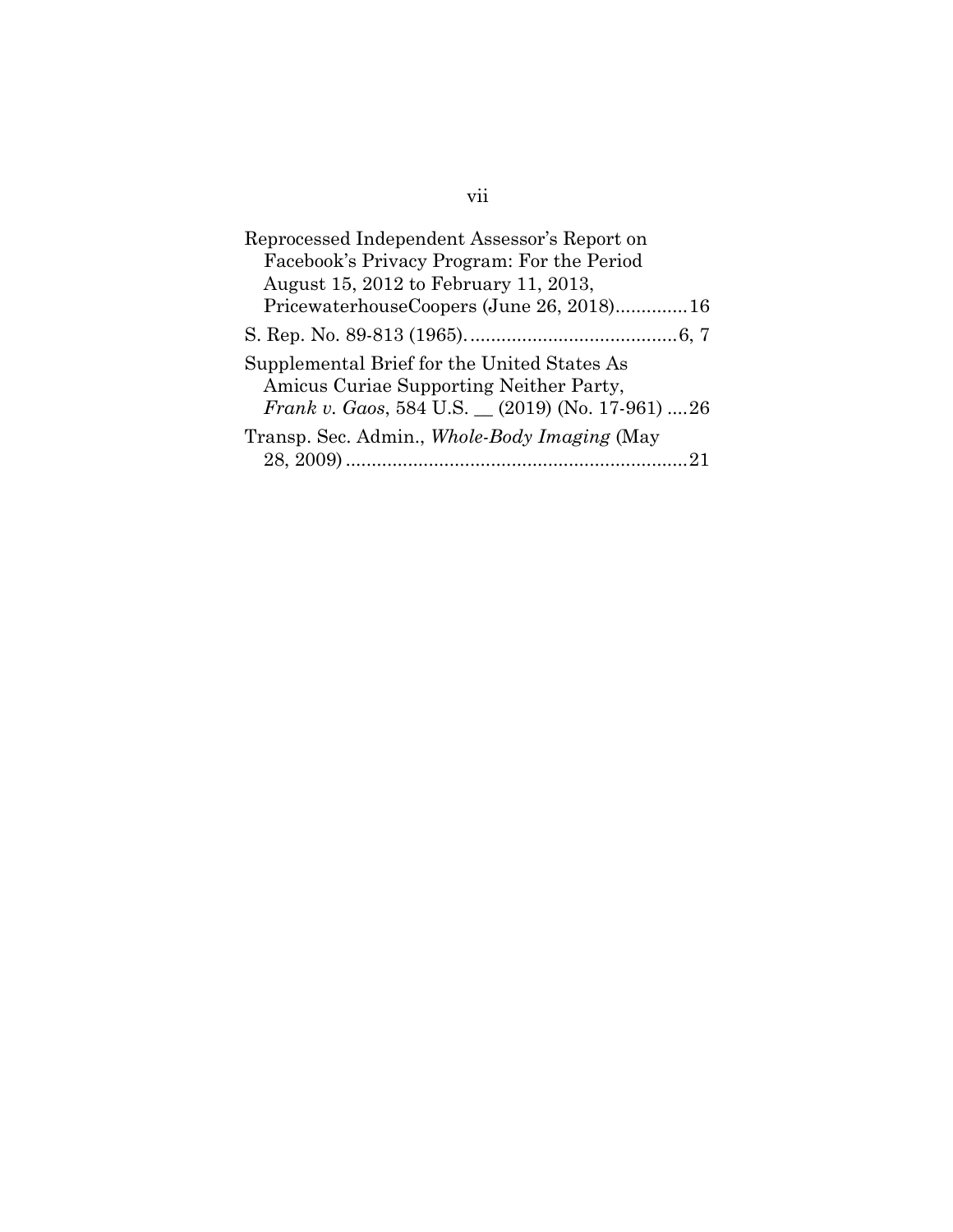Reprocessed Independent Assessor's Report on Facebook's Privacy Program: For the Period August 15, 2012 to February 11, 2013, PricewaterhouseCoopers (June 26, 2018).............16

S. Rep. No. 89-813 (1965)........................................6, 7

Supplemental Brief for the United States As Amicus Curiae Supporting Neither Party, *Frank v. Gaos*, 584 U.S. __ (2019) (No. 17-961) ....26

Transp. Sec. Admin., *Whole-Body Imaging* (May 28, 2009)..................................................................21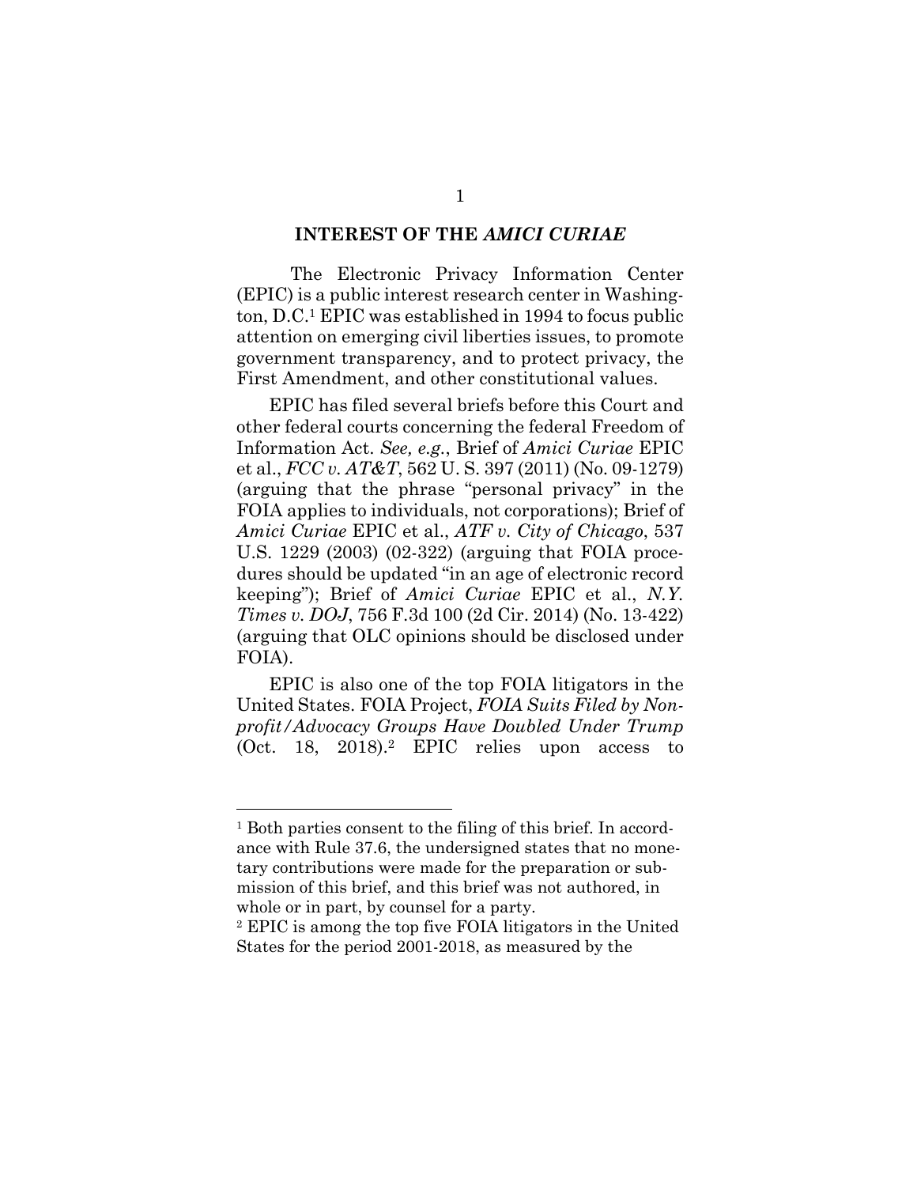## INTEREST OF THE *AMICI CURIAE*

The Electronic Privacy Information Center (EPIC) is a public interest research center in Washington, D.C.[1] EPIC was established in 1994 to focus public attention on emerging civil liberties issues, to promote government transparency, and to protect privacy, the First Amendment, and other constitutional values.

EPIC has filed several briefs before this Court and other federal courts concerning the federal Freedom of Information Act. *See, e.g.*, Brief of *Amici Curiae* EPIC et al., *FCC v. AT&T*, 562 U. S. 397 (2011) (No. 09-1279) (arguing that the phrase "personal privacy" in the FOIA applies to individuals, not corporations); Brief of *Amici Curiae* EPIC et al., *ATF v. City of Chicago*, 537 U.S. 1229 (2003) (02-322) (arguing that FOIA procedures should be updated "in an age of electronic record keeping"); Brief of *Amici Curiae* EPIC et al., *N.Y. Times v. DOJ*, 756 F.3d 100 (2d Cir. 2014) (No. 13-422) (arguing that OLC opinions should be disclosed under FOIA).

EPIC is also one of the top FOIA litigators in the United States. FOIA Project, *FOIA Suits Filed by Nonprofit/Advocacy Groups Have Doubled Under Trump* (Oct. 18, 2018).[2] EPIC relies upon access to

---

[1] Both parties consent to the filing of this brief. In accordance with Rule 37.6, the undersigned states that no monetary contributions were made for the preparation or submission of this brief, and this brief was not authored, in whole or in part, by counsel for a party.

[2] EPIC is among the top five FOIA litigators in the United States for the period 2001-2018, as measured by the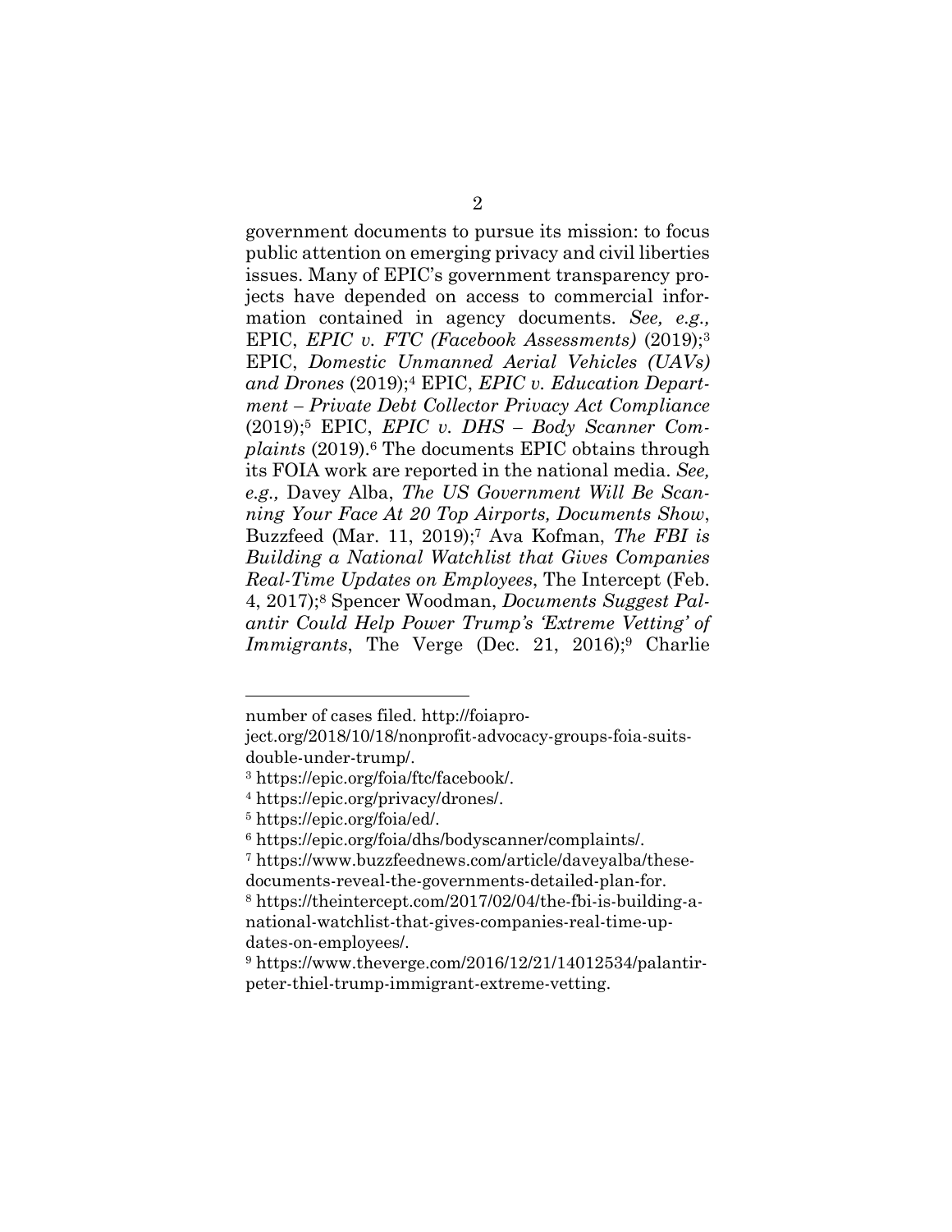government documents to pursue its mission: to focus public attention on emerging privacy and civil liberties issues. Many of EPIC's government transparency projects have depended on access to commercial information contained in agency documents. *See, e.g.,* EPIC, *EPIC v. FTC (Facebook Assessments)* (2019);[3] EPIC, *Domestic Unmanned Aerial Vehicles (UAVs) and Drones* (2019);[4] EPIC, *EPIC v. Education Department – Private Debt Collector Privacy Act Compliance* (2019);[5] EPIC, *EPIC v. DHS – Body Scanner Complaints* (2019).[6] The documents EPIC obtains through its FOIA work are reported in the national media. *See, e.g.,* Davey Alba, *The US Government Will Be Scanning Your Face At 20 Top Airports, Documents Show*, Buzzfeed (Mar. 11, 2019);[7] Ava Kofman, *The FBI is Building a National Watchlist that Gives Companies Real-Time Updates on Employees*, The Intercept (Feb. 4, 2017);[8] Spencer Woodman, *Documents Suggest Palantir Could Help Power Trump's 'Extreme Vetting' of Immigrants*, The Verge (Dec. 21, 2016);[9] Charlie

---

number of cases filed. http://foiaproject.org/2018/10/18/nonprofit-advocacy-groups-foia-suits-double-under-trump/.

[3] https://epic.org/foia/ftc/facebook/.

[4] https://epic.org/privacy/drones/.

[5] https://epic.org/foia/ed/.

[6] https://epic.org/foia/dhs/bodyscanner/complaints/.

[7] https://www.buzzfeednews.com/article/daveyalba/these-documents-reveal-the-governments-detailed-plan-for.

[8] https://theintercept.com/2017/02/04/the-fbi-is-building-a-national-watchlist-that-gives-companies-real-time-updates-on-employees/.

[9] https://www.theverge.com/2016/12/21/14012534/palantir-peter-thiel-trump-immigrant-extreme-vetting.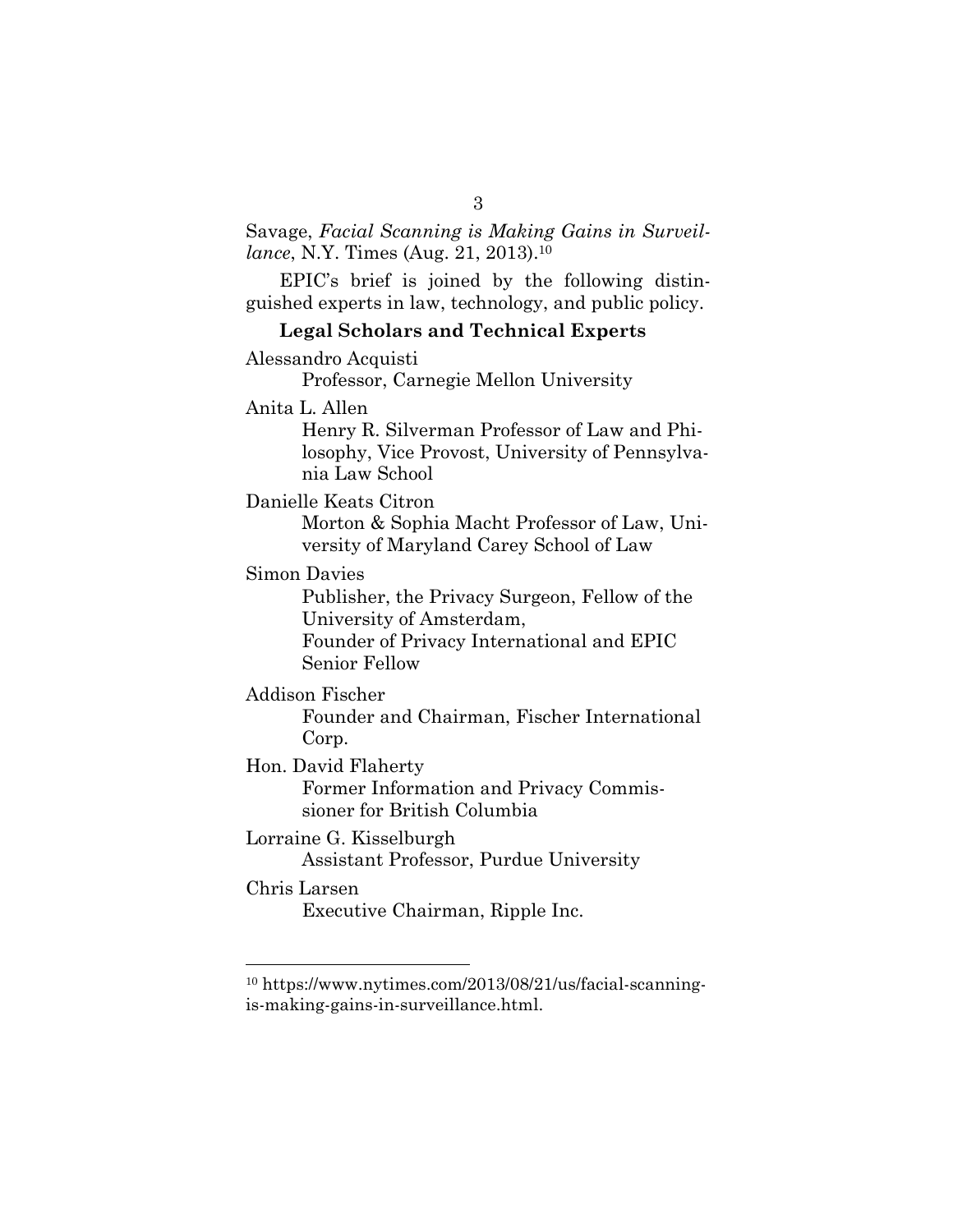Savage, *Facial Scanning is Making Gains in Surveillance*, N.Y. Times (Aug. 21, 2013).[10]

EPIC's brief is joined by the following distinguished experts in law, technology, and public policy.

**Legal Scholars and Technical Experts**

Alessandro Acquisti
Professor, Carnegie Mellon University

Anita L. Allen
Henry R. Silverman Professor of Law and Philosophy, Vice Provost, University of Pennsylvania Law School

Danielle Keats Citron
Morton & Sophia Macht Professor of Law, University of Maryland Carey School of Law

Simon Davies
Publisher, the Privacy Surgeon, Fellow of the University of Amsterdam,
Founder of Privacy International and EPIC Senior Fellow

Addison Fischer
Founder and Chairman, Fischer International Corp.

Hon. David Flaherty
Former Information and Privacy Commissioner for British Columbia

Lorraine G. Kisselburgh
Assistant Professor, Purdue University

Chris Larsen
Executive Chairman, Ripple Inc.

---

[10] https://www.nytimes.com/2013/08/21/us/facial-scanning-is-making-gains-in-surveillance.html.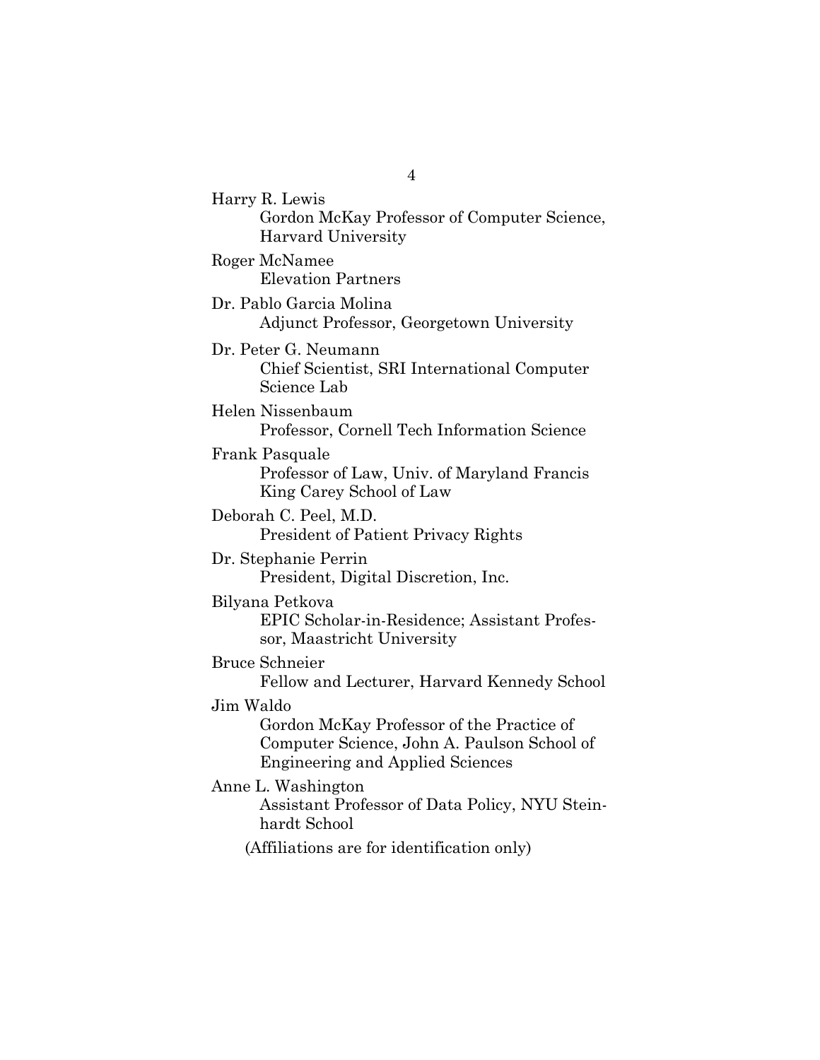Harry R. Lewis
Gordon McKay Professor of Computer Science, Harvard University

Roger McNamee
Elevation Partners

Dr. Pablo Garcia Molina
Adjunct Professor, Georgetown University

Dr. Peter G. Neumann
Chief Scientist, SRI International Computer Science Lab

Helen Nissenbaum
Professor, Cornell Tech Information Science

Frank Pasquale
Professor of Law, Univ. of Maryland Francis King Carey School of Law

Deborah C. Peel, M.D.
President of Patient Privacy Rights

Dr. Stephanie Perrin
President, Digital Discretion, Inc.

Bilyana Petkova
EPIC Scholar-in-Residence; Assistant Professor, Maastricht University

Bruce Schneier
Fellow and Lecturer, Harvard Kennedy School

Jim Waldo
Gordon McKay Professor of the Practice of Computer Science, John A. Paulson School of Engineering and Applied Sciences

Anne L. Washington
Assistant Professor of Data Policy, NYU Steinhardt School

(Affiliations are for identification only)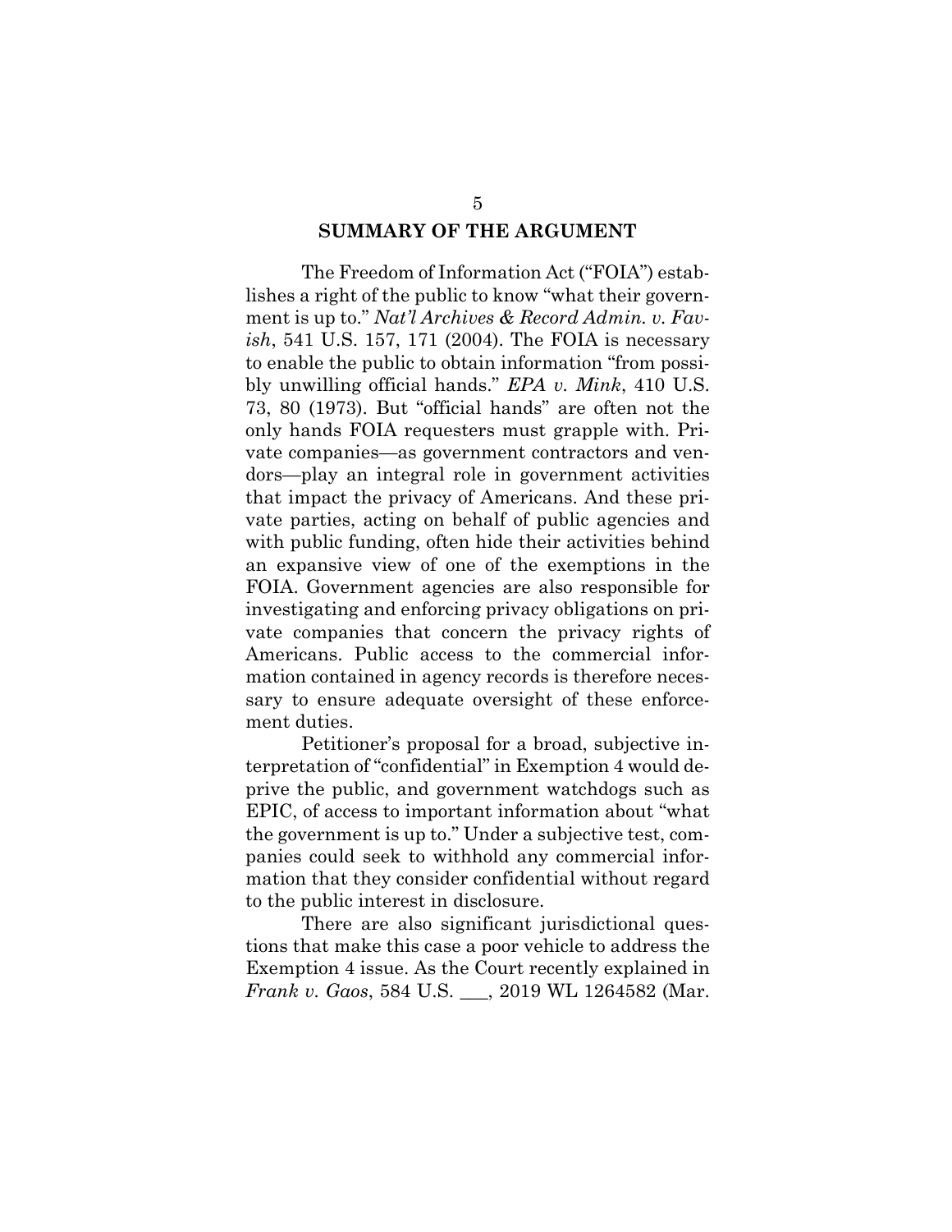## SUMMARY OF THE ARGUMENT

The Freedom of Information Act ("FOIA") establishes a right of the public to know "what their government is up to." *Nat'l Archives & Record Admin. v. Favish*, 541 U.S. 157, 171 (2004). The FOIA is necessary to enable the public to obtain information "from possibly unwilling official hands." *EPA v. Mink*, 410 U.S. 73, 80 (1973). But "official hands" are often not the only hands FOIA requesters must grapple with. Private companies—as government contractors and vendors—play an integral role in government activities that impact the privacy of Americans. And these private parties, acting on behalf of public agencies and with public funding, often hide their activities behind an expansive view of one of the exemptions in the FOIA. Government agencies are also responsible for investigating and enforcing privacy obligations on private companies that concern the privacy rights of Americans. Public access to the commercial information contained in agency records is therefore necessary to ensure adequate oversight of these enforcement duties.

Petitioner's proposal for a broad, subjective interpretation of "confidential" in Exemption 4 would deprive the public, and government watchdogs such as EPIC, of access to important information about "what the government is up to." Under a subjective test, companies could seek to withhold any commercial information that they consider confidential without regard to the public interest in disclosure.

There are also significant jurisdictional questions that make this case a poor vehicle to address the Exemption 4 issue. As the Court recently explained in *Frank v. Gaos*, 584 U.S. ___, 2019 WL 1264582 (Mar.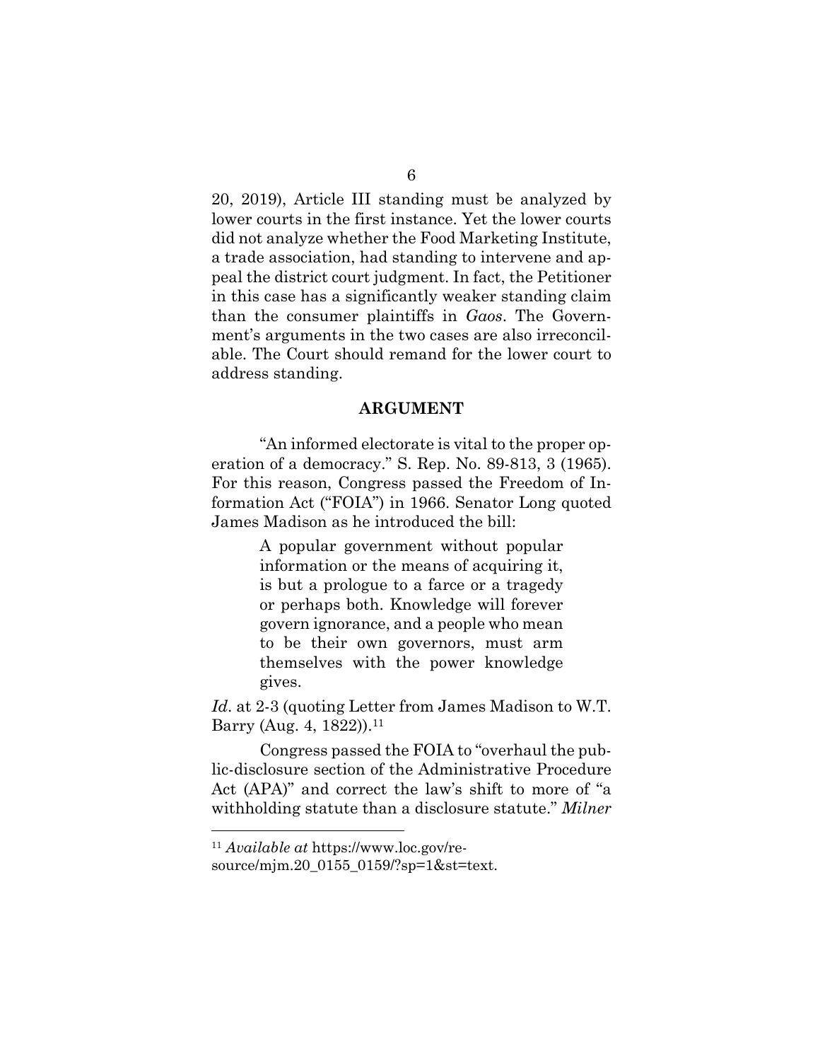20, 2019), Article III standing must be analyzed by lower courts in the first instance. Yet the lower courts did not analyze whether the Food Marketing Institute, a trade association, had standing to intervene and appeal the district court judgment. In fact, the Petitioner in this case has a significantly weaker standing claim than the consumer plaintiffs in *Gaos*. The Government's arguments in the two cases are also irreconcilable. The Court should remand for the lower court to address standing.

## ARGUMENT

"An informed electorate is vital to the proper operation of a democracy." S. Rep. No. 89-813, 3 (1965). For this reason, Congress passed the Freedom of Information Act ("FOIA") in 1966. Senator Long quoted James Madison as he introduced the bill:

> A popular government without popular information or the means of acquiring it, is but a prologue to a farce or a tragedy or perhaps both. Knowledge will forever govern ignorance, and a people who mean to be their own governors, must arm themselves with the power knowledge gives.

*Id.* at 2-3 (quoting Letter from James Madison to W.T. Barry (Aug. 4, 1822)).[11]

Congress passed the FOIA to "overhaul the public-disclosure section of the Administrative Procedure Act (APA)" and correct the law's shift to more of "a withholding statute than a disclosure statute." *Milner*

[11] *Available at* https://www.loc.gov/resource/mjm.20_0155_0159/?sp=1&st=text.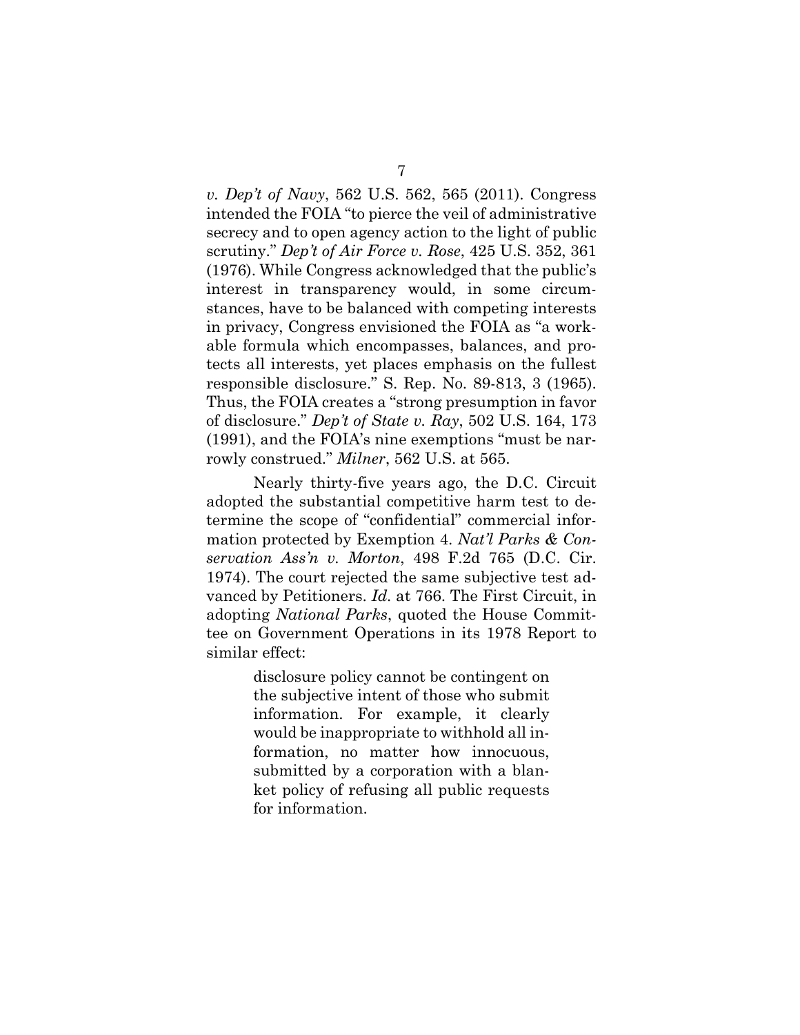*v. Dep't of Navy*, 562 U.S. 562, 565 (2011). Congress intended the FOIA "to pierce the veil of administrative secrecy and to open agency action to the light of public scrutiny." *Dep't of Air Force v. Rose*, 425 U.S. 352, 361 (1976). While Congress acknowledged that the public's interest in transparency would, in some circumstances, have to be balanced with competing interests in privacy, Congress envisioned the FOIA as "a workable formula which encompasses, balances, and protects all interests, yet places emphasis on the fullest responsible disclosure." S. Rep. No. 89-813, 3 (1965). Thus, the FOIA creates a "strong presumption in favor of disclosure." *Dep't of State v. Ray*, 502 U.S. 164, 173 (1991), and the FOIA's nine exemptions "must be narrowly construed." *Milner*, 562 U.S. at 565.

Nearly thirty-five years ago, the D.C. Circuit adopted the substantial competitive harm test to determine the scope of "confidential" commercial information protected by Exemption 4. *Nat'l Parks & Conservation Ass'n v. Morton*, 498 F.2d 765 (D.C. Cir. 1974). The court rejected the same subjective test advanced by Petitioners. *Id.* at 766. The First Circuit, in adopting *National Parks*, quoted the House Committee on Government Operations in its 1978 Report to similar effect:

> disclosure policy cannot be contingent on the subjective intent of those who submit information. For example, it clearly would be inappropriate to withhold all information, no matter how innocuous, submitted by a corporation with a blanket policy of refusing all public requests for information.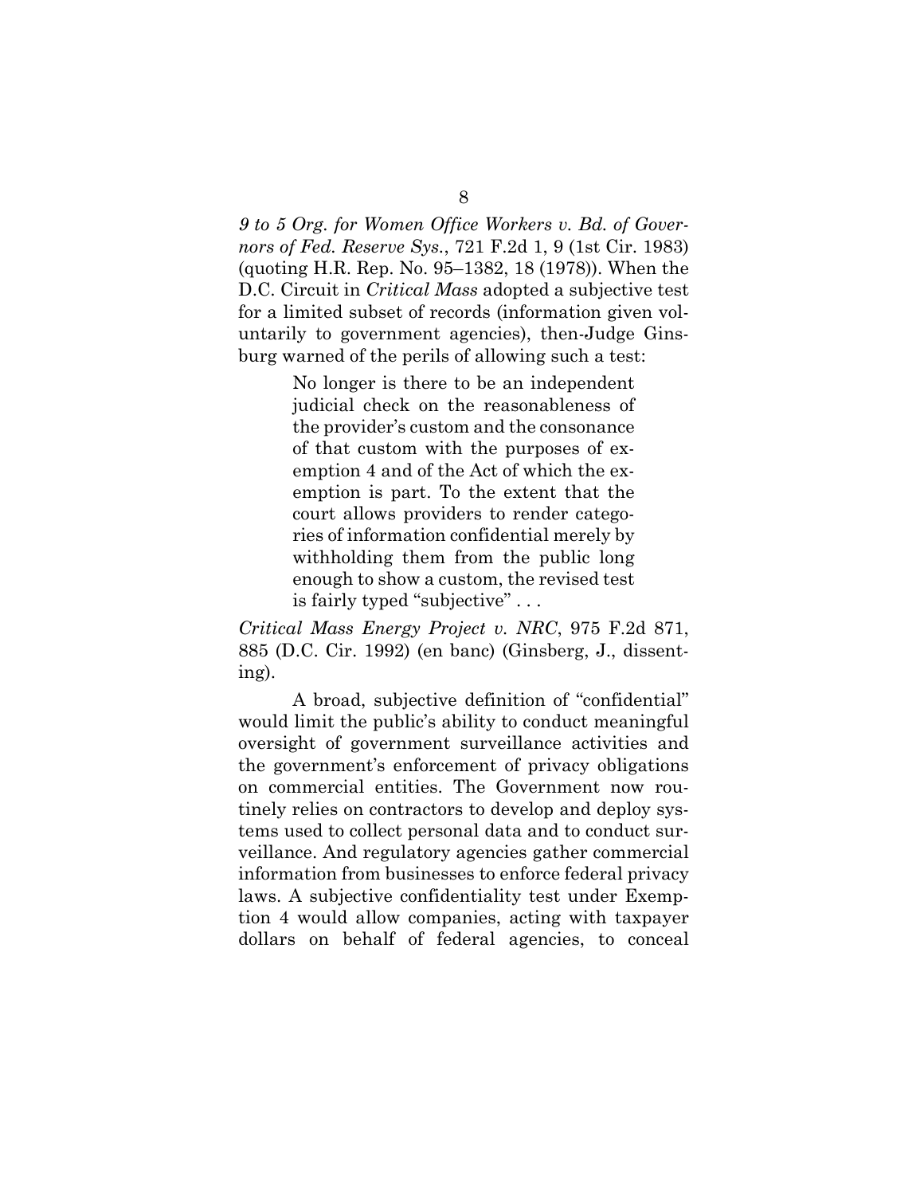*9 to 5 Org. for Women Office Workers v. Bd. of Governors of Fed. Reserve Sys.*, 721 F.2d 1, 9 (1st Cir. 1983) (quoting H.R. Rep. No. 95–1382, 18 (1978)). When the D.C. Circuit in *Critical Mass* adopted a subjective test for a limited subset of records (information given voluntarily to government agencies), then-Judge Ginsburg warned of the perils of allowing such a test:

> No longer is there to be an independent judicial check on the reasonableness of the provider's custom and the consonance of that custom with the purposes of exemption 4 and of the Act of which the exemption is part. To the extent that the court allows providers to render categories of information confidential merely by withholding them from the public long enough to show a custom, the revised test is fairly typed "subjective" . . .

*Critical Mass Energy Project v. NRC*, 975 F.2d 871, 885 (D.C. Cir. 1992) (en banc) (Ginsberg, J., dissenting).

A broad, subjective definition of "confidential" would limit the public's ability to conduct meaningful oversight of government surveillance activities and the government's enforcement of privacy obligations on commercial entities. The Government now routinely relies on contractors to develop and deploy systems used to collect personal data and to conduct surveillance. And regulatory agencies gather commercial information from businesses to enforce federal privacy laws. A subjective confidentiality test under Exemption 4 would allow companies, acting with taxpayer dollars on behalf of federal agencies, to conceal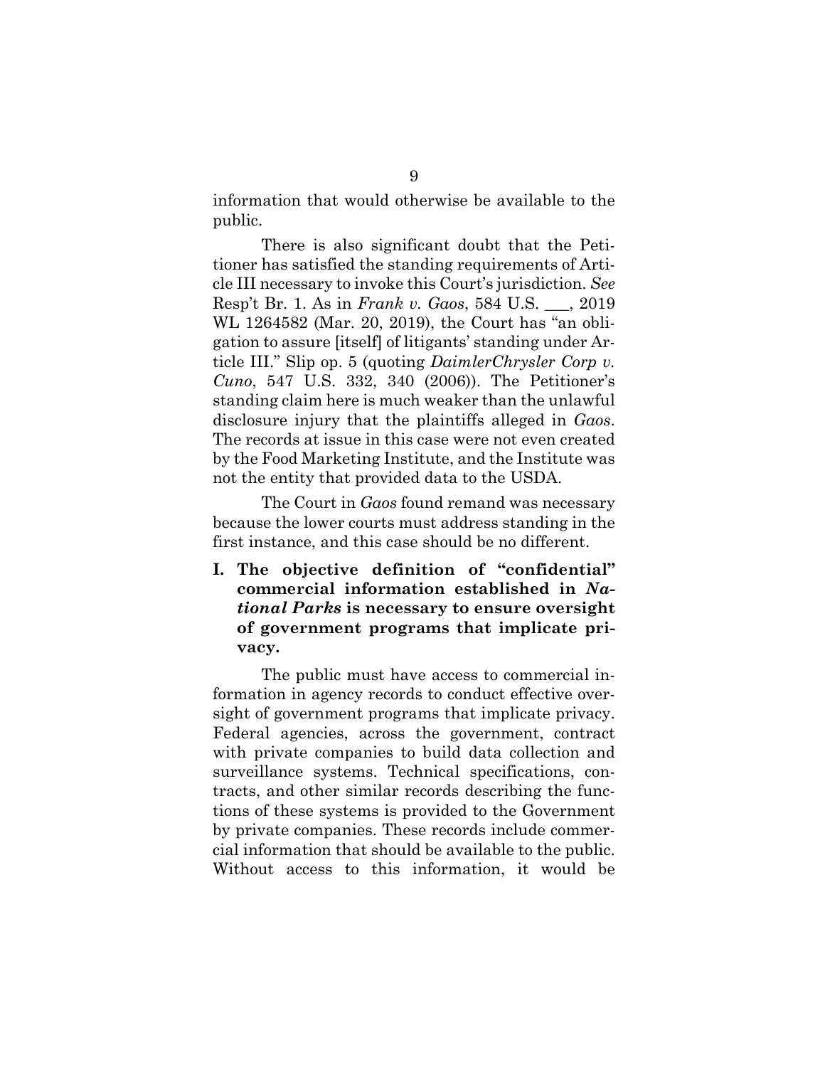information that would otherwise be available to the public.

There is also significant doubt that the Petitioner has satisfied the standing requirements of Article III necessary to invoke this Court's jurisdiction. *See* Resp't Br. 1. As in *Frank v. Gaos*, 584 U.S. ___, 2019 WL 1264582 (Mar. 20, 2019), the Court has "an obligation to assure [itself] of litigants' standing under Article III." Slip op. 5 (quoting *DaimlerChrysler Corp v. Cuno*, 547 U.S. 332, 340 (2006)). The Petitioner's standing claim here is much weaker than the unlawful disclosure injury that the plaintiffs alleged in *Gaos*. The records at issue in this case were not even created by the Food Marketing Institute, and the Institute was not the entity that provided data to the USDA.

The Court in *Gaos* found remand was necessary because the lower courts must address standing in the first instance, and this case should be no different.

## I. The objective definition of "confidential" commercial information established in *National Parks* is necessary to ensure oversight of government programs that implicate privacy.

The public must have access to commercial information in agency records to conduct effective oversight of government programs that implicate privacy. Federal agencies, across the government, contract with private companies to build data collection and surveillance systems. Technical specifications, contracts, and other similar records describing the functions of these systems is provided to the Government by private companies. These records include commercial information that should be available to the public. Without access to this information, it would be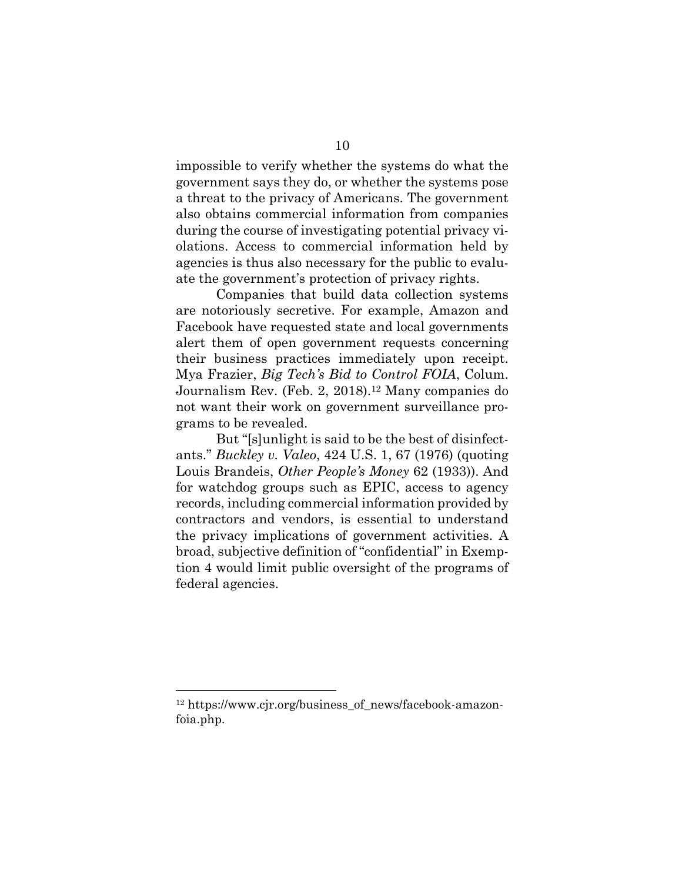impossible to verify whether the systems do what the government says they do, or whether the systems pose a threat to the privacy of Americans. The government also obtains commercial information from companies during the course of investigating potential privacy violations. Access to commercial information held by agencies is thus also necessary for the public to evaluate the government's protection of privacy rights.

Companies that build data collection systems are notoriously secretive. For example, Amazon and Facebook have requested state and local governments alert them of open government requests concerning their business practices immediately upon receipt. Mya Frazier, *Big Tech's Bid to Control FOIA*, Colum. Journalism Rev. (Feb. 2, 2018).[12] Many companies do not want their work on government surveillance programs to be revealed.

But "[s]unlight is said to be the best of disinfectants." *Buckley v. Valeo*, 424 U.S. 1, 67 (1976) (quoting Louis Brandeis, *Other People's Money* 62 (1933)). And for watchdog groups such as EPIC, access to agency records, including commercial information provided by contractors and vendors, is essential to understand the privacy implications of government activities. A broad, subjective definition of "confidential" in Exemption 4 would limit public oversight of the programs of federal agencies.

---

[12] https://www.cjr.org/business_of_news/facebook-amazon-foia.php.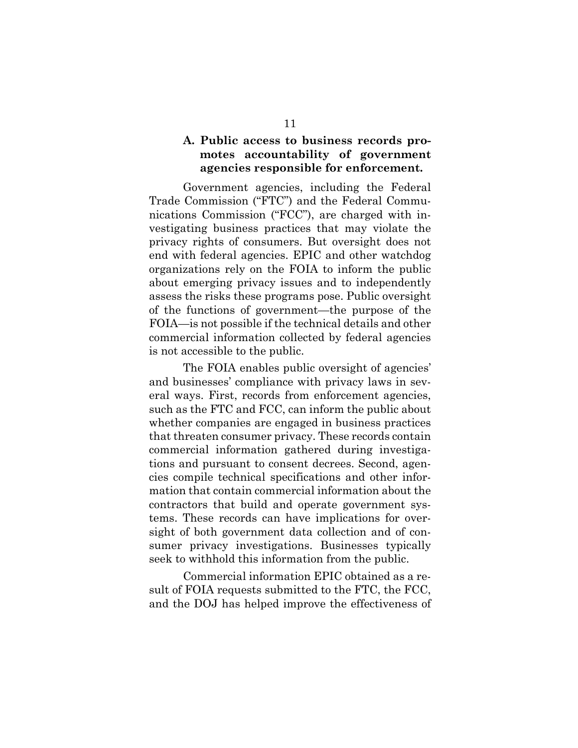### A. Public access to business records promotes accountability of government agencies responsible for enforcement.

Government agencies, including the Federal Trade Commission ("FTC") and the Federal Communications Commission ("FCC"), are charged with investigating business practices that may violate the privacy rights of consumers. But oversight does not end with federal agencies. EPIC and other watchdog organizations rely on the FOIA to inform the public about emerging privacy issues and to independently assess the risks these programs pose. Public oversight of the functions of government—the purpose of the FOIA—is not possible if the technical details and other commercial information collected by federal agencies is not accessible to the public.

The FOIA enables public oversight of agencies' and businesses' compliance with privacy laws in several ways. First, records from enforcement agencies, such as the FTC and FCC, can inform the public about whether companies are engaged in business practices that threaten consumer privacy. These records contain commercial information gathered during investigations and pursuant to consent decrees. Second, agencies compile technical specifications and other information that contain commercial information about the contractors that build and operate government systems. These records can have implications for oversight of both government data collection and of consumer privacy investigations. Businesses typically seek to withhold this information from the public.

Commercial information EPIC obtained as a result of FOIA requests submitted to the FTC, the FCC, and the DOJ has helped improve the effectiveness of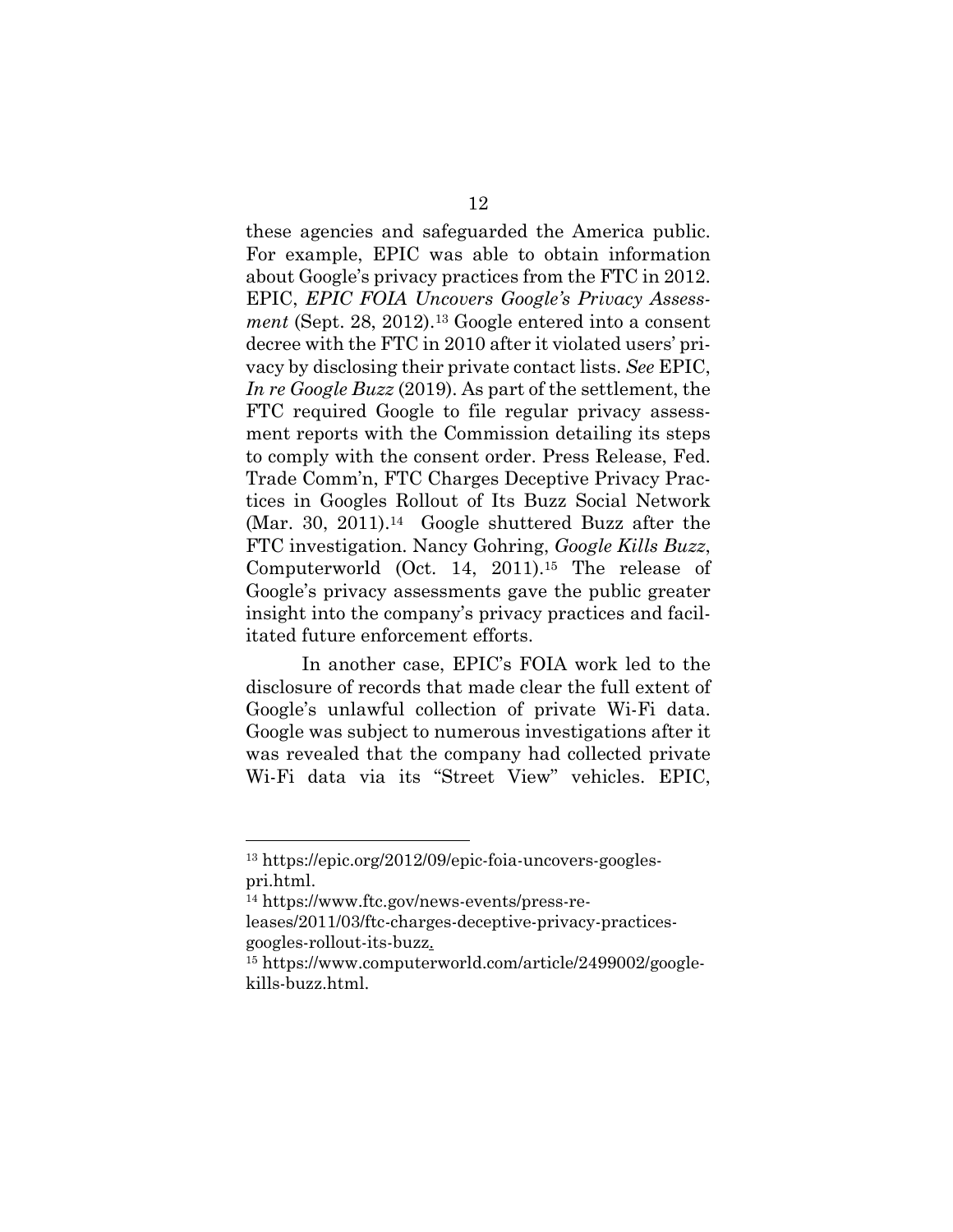these agencies and safeguarded the America public. For example, EPIC was able to obtain information about Google's privacy practices from the FTC in 2012. EPIC, *EPIC FOIA Uncovers Google's Privacy Assessment* (Sept. 28, 2012).[13] Google entered into a consent decree with the FTC in 2010 after it violated users' privacy by disclosing their private contact lists. *See* EPIC, *In re Google Buzz* (2019). As part of the settlement, the FTC required Google to file regular privacy assessment reports with the Commission detailing its steps to comply with the consent order. Press Release, Fed. Trade Comm'n, FTC Charges Deceptive Privacy Practices in Googles Rollout of Its Buzz Social Network (Mar. 30, 2011).[14] Google shuttered Buzz after the FTC investigation. Nancy Gohring, *Google Kills Buzz*, Computerworld (Oct. 14, 2011).[15] The release of Google's privacy assessments gave the public greater insight into the company's privacy practices and facilitated future enforcement efforts.

In another case, EPIC's FOIA work led to the disclosure of records that made clear the full extent of Google's unlawful collection of private Wi-Fi data. Google was subject to numerous investigations after it was revealed that the company had collected private Wi-Fi data via its "Street View" vehicles. EPIC,

---

[13] https://epic.org/2012/09/epic-foia-uncovers-googles-pri.html.

[14] https://www.ftc.gov/news-events/press-releases/2011/03/ftc-charges-deceptive-privacy-practices-googles-rollout-its-buzz.

[15] https://www.computerworld.com/article/2499002/google-kills-buzz.html.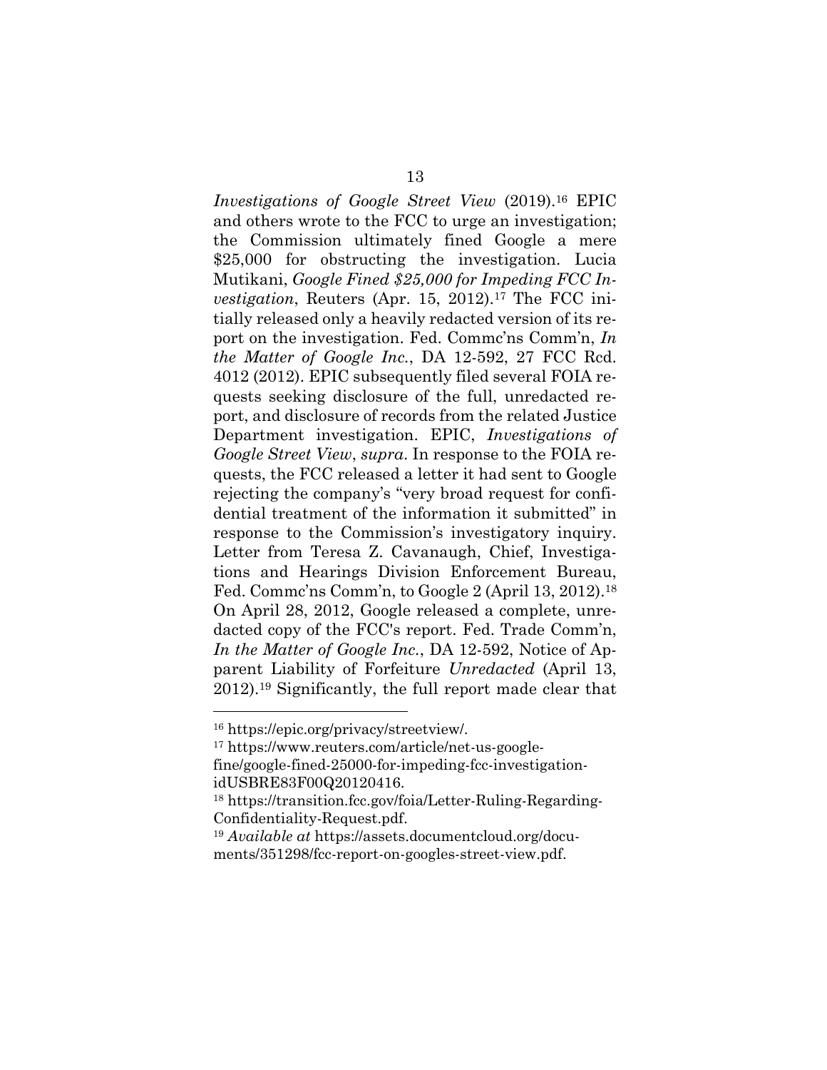*Investigations of Google Street View* (2019).[16] EPIC and others wrote to the FCC to urge an investigation; the Commission ultimately fined Google a mere $25,000 for obstructing the investigation. Lucia Mutikani, *Google Fined $25,000 for Impeding FCC Investigation*, Reuters (Apr. 15, 2012).[17] The FCC initially released only a heavily redacted version of its report on the investigation. Fed. Commc'ns Comm'n, *In the Matter of Google Inc.*, DA 12-592, 27 FCC Rcd. 4012 (2012). EPIC subsequently filed several FOIA requests seeking disclosure of the full, unredacted report, and disclosure of records from the related Justice Department investigation. EPIC, *Investigations of Google Street View*, *supra*. In response to the FOIA requests, the FCC released a letter it had sent to Google rejecting the company's "very broad request for confidential treatment of the information it submitted" in response to the Commission's investigatory inquiry. Letter from Teresa Z. Cavanaugh, Chief, Investigations and Hearings Division Enforcement Bureau, Fed. Commc'ns Comm'n, to Google 2 (April 13, 2012).[18] On April 28, 2012, Google released a complete, unredacted copy of the FCC's report. Fed. Trade Comm'n, *In the Matter of Google Inc.*, DA 12-592, Notice of Apparent Liability of Forfeiture *Unredacted* (April 13, 2012).[19] Significantly, the full report made clear that

---

[16] https://epic.org/privacy/streetview/.

[17] https://www.reuters.com/article/net-us-google-fine/google-fined-25000-for-impeding-fcc-investigation-idUSBRE83F00Q20120416.

[18] https://transition.fcc.gov/foia/Letter-Ruling-Regarding-Confidentiality-Request.pdf.

[19] *Available at* https://assets.documentcloud.org/documents/351298/fcc-report-on-googles-street-view.pdf.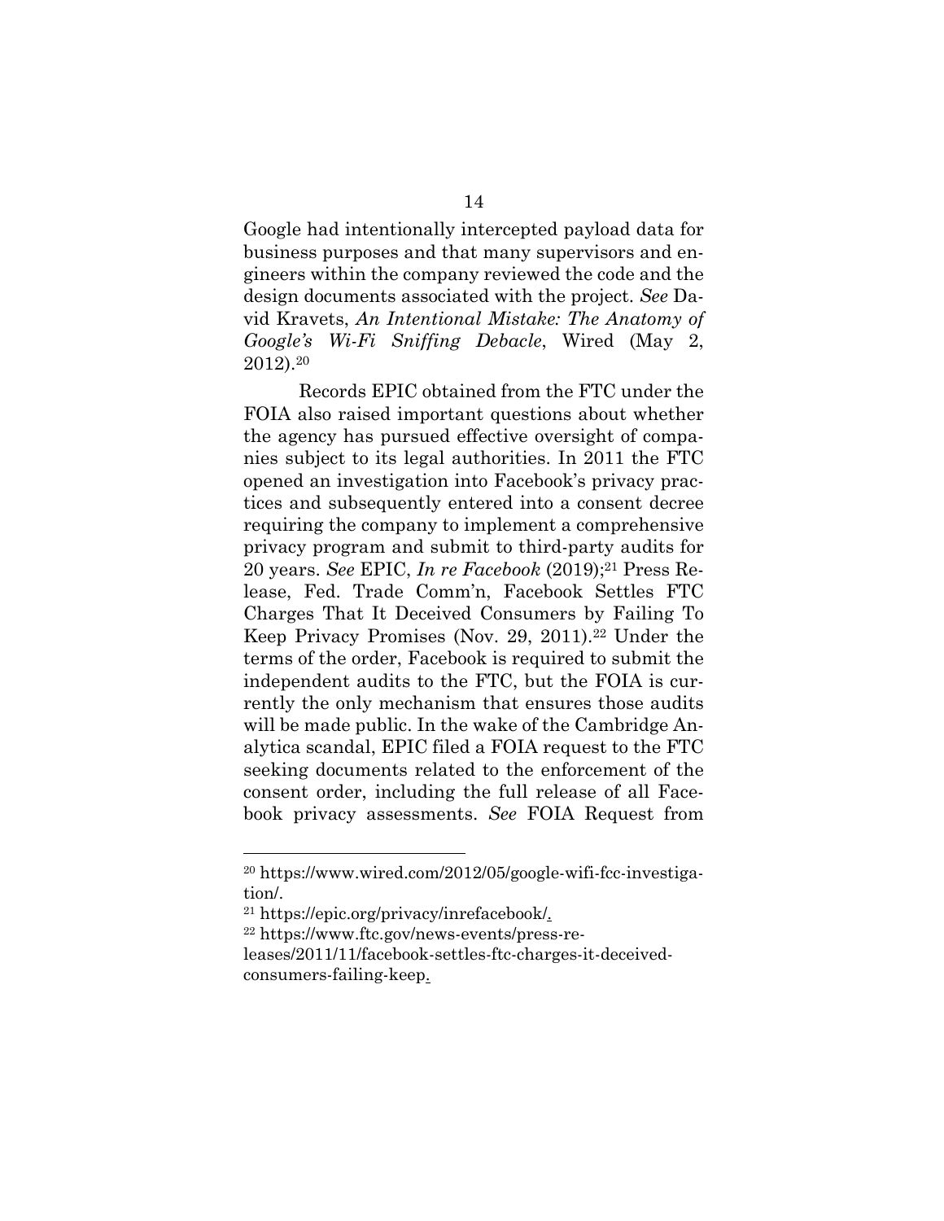Google had intentionally intercepted payload data for business purposes and that many supervisors and engineers within the company reviewed the code and the design documents associated with the project. *See* David Kravets, *An Intentional Mistake: The Anatomy of Google's Wi-Fi Sniffing Debacle*, Wired (May 2, 2012).[20]

Records EPIC obtained from the FTC under the FOIA also raised important questions about whether the agency has pursued effective oversight of companies subject to its legal authorities. In 2011 the FTC opened an investigation into Facebook's privacy practices and subsequently entered into a consent decree requiring the company to implement a comprehensive privacy program and submit to third-party audits for 20 years. *See* EPIC, *In re Facebook* (2019);[21] Press Release, Fed. Trade Comm'n, Facebook Settles FTC Charges That It Deceived Consumers by Failing To Keep Privacy Promises (Nov. 29, 2011).[22] Under the terms of the order, Facebook is required to submit the independent audits to the FTC, but the FOIA is currently the only mechanism that ensures those audits will be made public. In the wake of the Cambridge Analytica scandal, EPIC filed a FOIA request to the FTC seeking documents related to the enforcement of the consent order, including the full release of all Facebook privacy assessments. *See* FOIA Request from

---

[20] https://www.wired.com/2012/05/google-wifi-fcc-investigation/.

[21] https://epic.org/privacy/inrefacebook/.

[22] https://www.ftc.gov/news-events/press-releases/2011/11/facebook-settles-ftc-charges-it-deceived-consumers-failing-keep.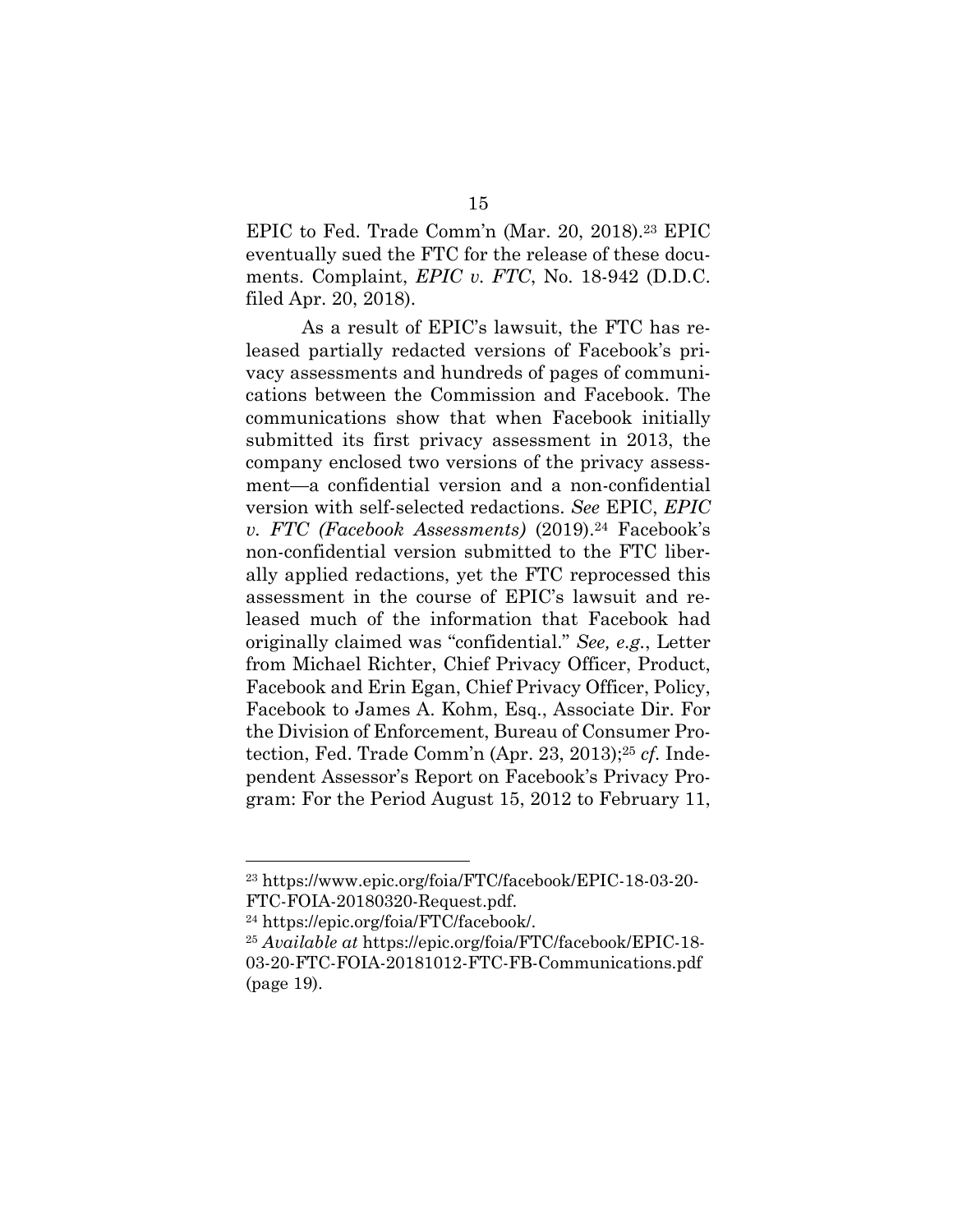EPIC to Fed. Trade Comm'n (Mar. 20, 2018).[23] EPIC eventually sued the FTC for the release of these documents. Complaint, *EPIC v. FTC*, No. 18-942 (D.D.C. filed Apr. 20, 2018).

As a result of EPIC's lawsuit, the FTC has released partially redacted versions of Facebook's privacy assessments and hundreds of pages of communications between the Commission and Facebook. The communications show that when Facebook initially submitted its first privacy assessment in 2013, the company enclosed two versions of the privacy assessment—a confidential version and a non-confidential version with self-selected redactions. *See* EPIC, *EPIC v. FTC (Facebook Assessments)* (2019).[24] Facebook's non-confidential version submitted to the FTC liberally applied redactions, yet the FTC reprocessed this assessment in the course of EPIC's lawsuit and released much of the information that Facebook had originally claimed was "confidential." *See, e.g.*, Letter from Michael Richter, Chief Privacy Officer, Product, Facebook and Erin Egan, Chief Privacy Officer, Policy, Facebook to James A. Kohm, Esq., Associate Dir. For the Division of Enforcement, Bureau of Consumer Protection, Fed. Trade Comm'n (Apr. 23, 2013);[25] *cf.* Independent Assessor's Report on Facebook's Privacy Program: For the Period August 15, 2012 to February 11,

---

[23] https://www.epic.org/foia/FTC/facebook/EPIC-18-03-20-FTC-FOIA-20180320-Request.pdf.

[24] https://epic.org/foia/FTC/facebook/.

[25] *Available at* https://epic.org/foia/FTC/facebook/EPIC-18-03-20-FTC-FOIA-20181012-FTC-FB-Communications.pdf (page 19).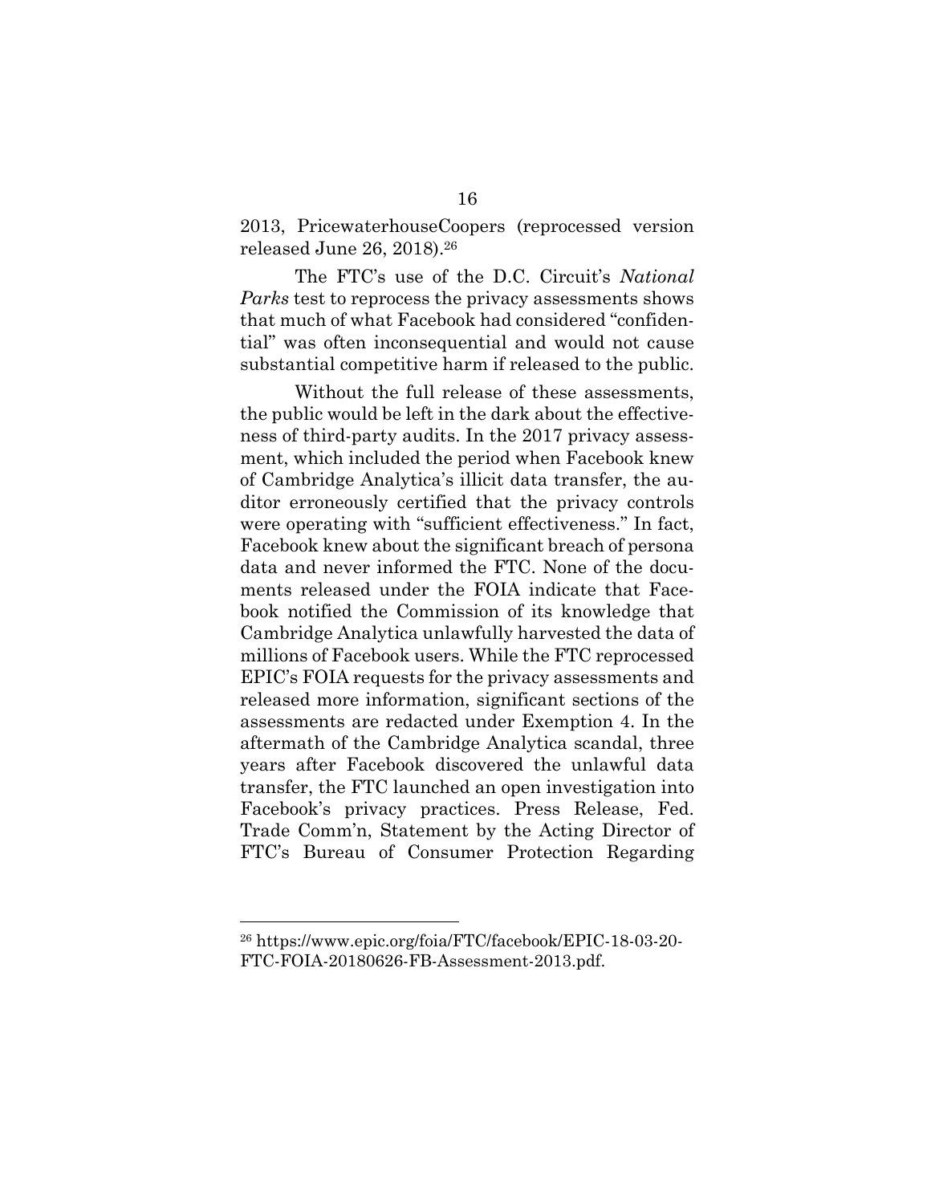2013, PricewaterhouseCoopers (reprocessed version released June 26, 2018).[26]

The FTC's use of the D.C. Circuit's *National Parks* test to reprocess the privacy assessments shows that much of what Facebook had considered "confidential" was often inconsequential and would not cause substantial competitive harm if released to the public.

Without the full release of these assessments, the public would be left in the dark about the effectiveness of third-party audits. In the 2017 privacy assessment, which included the period when Facebook knew of Cambridge Analytica's illicit data transfer, the auditor erroneously certified that the privacy controls were operating with "sufficient effectiveness." In fact, Facebook knew about the significant breach of persona data and never informed the FTC. None of the documents released under the FOIA indicate that Facebook notified the Commission of its knowledge that Cambridge Analytica unlawfully harvested the data of millions of Facebook users. While the FTC reprocessed EPIC's FOIA requests for the privacy assessments and released more information, significant sections of the assessments are redacted under Exemption 4. In the aftermath of the Cambridge Analytica scandal, three years after Facebook discovered the unlawful data transfer, the FTC launched an open investigation into Facebook's privacy practices. Press Release, Fed. Trade Comm'n, Statement by the Acting Director of FTC's Bureau of Consumer Protection Regarding

---

[26] https://www.epic.org/foia/FTC/facebook/EPIC-18-03-20-FTC-FOIA-20180626-FB-Assessment-2013.pdf.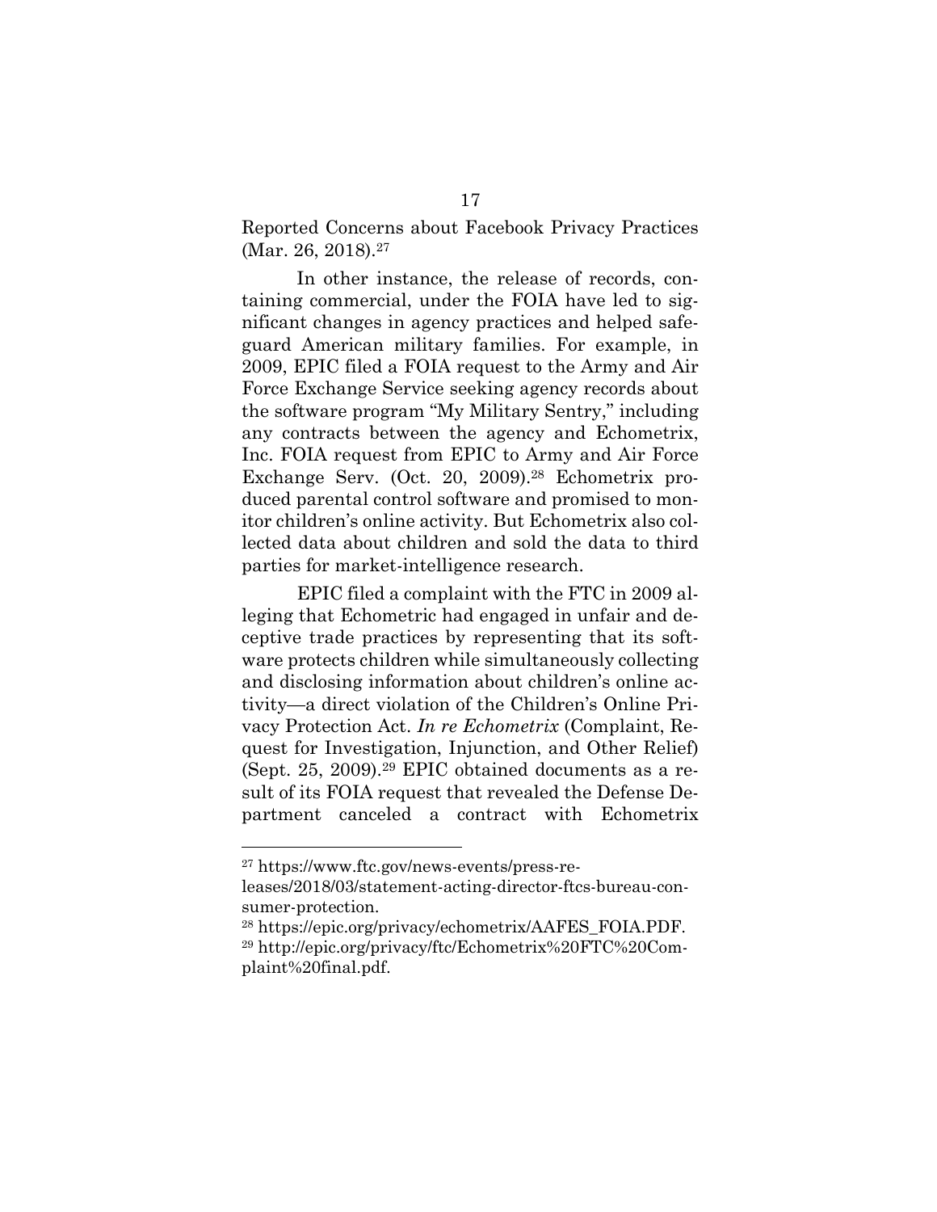Reported Concerns about Facebook Privacy Practices (Mar. 26, 2018).[27]

In other instance, the release of records, containing commercial, under the FOIA have led to significant changes in agency practices and helped safeguard American military families. For example, in 2009, EPIC filed a FOIA request to the Army and Air Force Exchange Service seeking agency records about the software program "My Military Sentry," including any contracts between the agency and Echometrix, Inc. FOIA request from EPIC to Army and Air Force Exchange Serv. (Oct. 20, 2009).[28] Echometrix produced parental control software and promised to monitor children's online activity. But Echometrix also collected data about children and sold the data to third parties for market-intelligence research.

EPIC filed a complaint with the FTC in 2009 alleging that Echometric had engaged in unfair and deceptive trade practices by representing that its software protects children while simultaneously collecting and disclosing information about children's online activity—a direct violation of the Children's Online Privacy Protection Act. *In re Echometrix* (Complaint, Request for Investigation, Injunction, and Other Relief) (Sept. 25, 2009).[29] EPIC obtained documents as a result of its FOIA request that revealed the Defense Department canceled a contract with Echometrix

---

[27] https://www.ftc.gov/news-events/press-releases/2018/03/statement-acting-director-ftcs-bureau-consumer-protection.

[28] https://epic.org/privacy/echometrix/AAFES_FOIA.PDF.

[29] http://epic.org/privacy/ftc/Echometrix%20FTC%20Complaint%20final.pdf.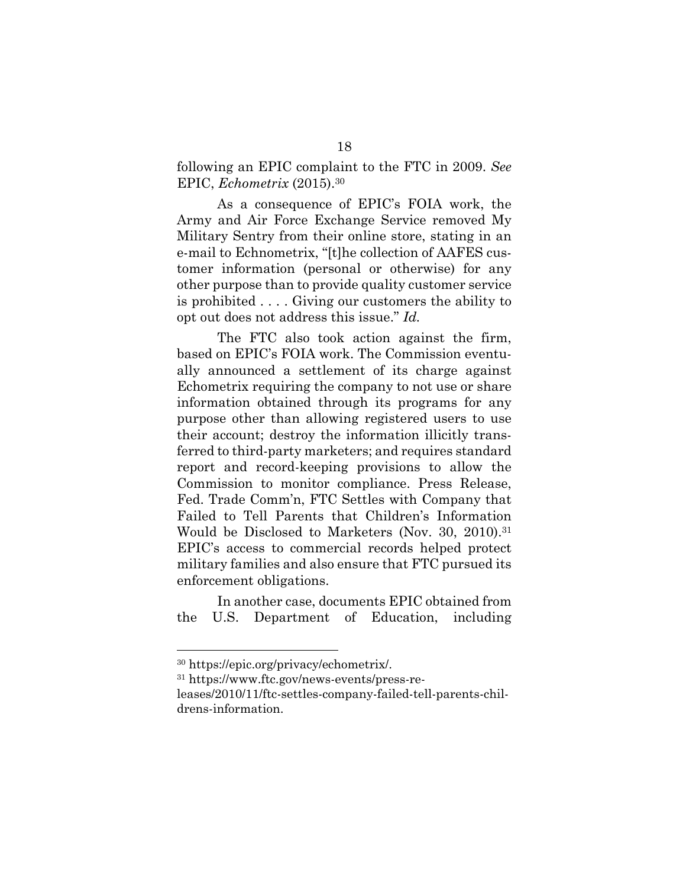following an EPIC complaint to the FTC in 2009. *See* EPIC, *Echometrix* (2015).[30]

As a consequence of EPIC's FOIA work, the Army and Air Force Exchange Service removed My Military Sentry from their online store, stating in an e-mail to Echnometrix, "[t]he collection of AAFES customer information (personal or otherwise) for any other purpose than to provide quality customer service is prohibited . . . . Giving our customers the ability to opt out does not address this issue." *Id.*

The FTC also took action against the firm, based on EPIC's FOIA work. The Commission eventually announced a settlement of its charge against Echometrix requiring the company to not use or share information obtained through its programs for any purpose other than allowing registered users to use their account; destroy the information illicitly transferred to third-party marketers; and requires standard report and record-keeping provisions to allow the Commission to monitor compliance. Press Release, Fed. Trade Comm'n, FTC Settles with Company that Failed to Tell Parents that Children's Information Would be Disclosed to Marketers (Nov. 30, 2010).[31] EPIC's access to commercial records helped protect military families and also ensure that FTC pursued its enforcement obligations.

In another case, documents EPIC obtained from the U.S. Department of Education, including

---

[30] https://epic.org/privacy/echometrix/.

[31] https://www.ftc.gov/news-events/press-releases/2010/11/ftc-settles-company-failed-tell-parents-childrens-information.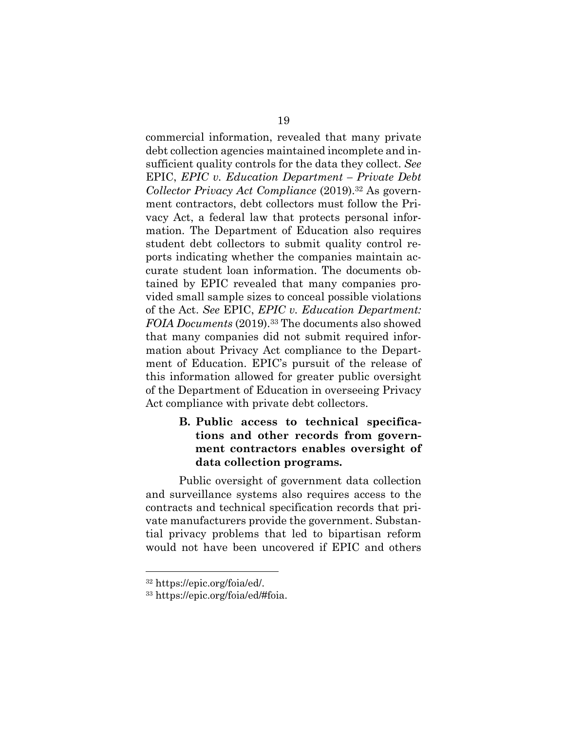commercial information, revealed that many private debt collection agencies maintained incomplete and insufficient quality controls for the data they collect. *See* EPIC, *EPIC v. Education Department – Private Debt Collector Privacy Act Compliance* (2019).[32] As government contractors, debt collectors must follow the Privacy Act, a federal law that protects personal information. The Department of Education also requires student debt collectors to submit quality control reports indicating whether the companies maintain accurate student loan information. The documents obtained by EPIC revealed that many companies provided small sample sizes to conceal possible violations of the Act. *See* EPIC, *EPIC v. Education Department: FOIA Documents* (2019).[33] The documents also showed that many companies did not submit required information about Privacy Act compliance to the Department of Education. EPIC's pursuit of the release of this information allowed for greater public oversight of the Department of Education in overseeing Privacy Act compliance with private debt collectors.

### B. Public access to technical specifications and other records from government contractors enables oversight of data collection programs.

Public oversight of government data collection and surveillance systems also requires access to the contracts and technical specification records that private manufacturers provide the government. Substantial privacy problems that led to bipartisan reform would not have been uncovered if EPIC and others

---

[32] https://epic.org/foia/ed/.

[33] https://epic.org/foia/ed/#foia.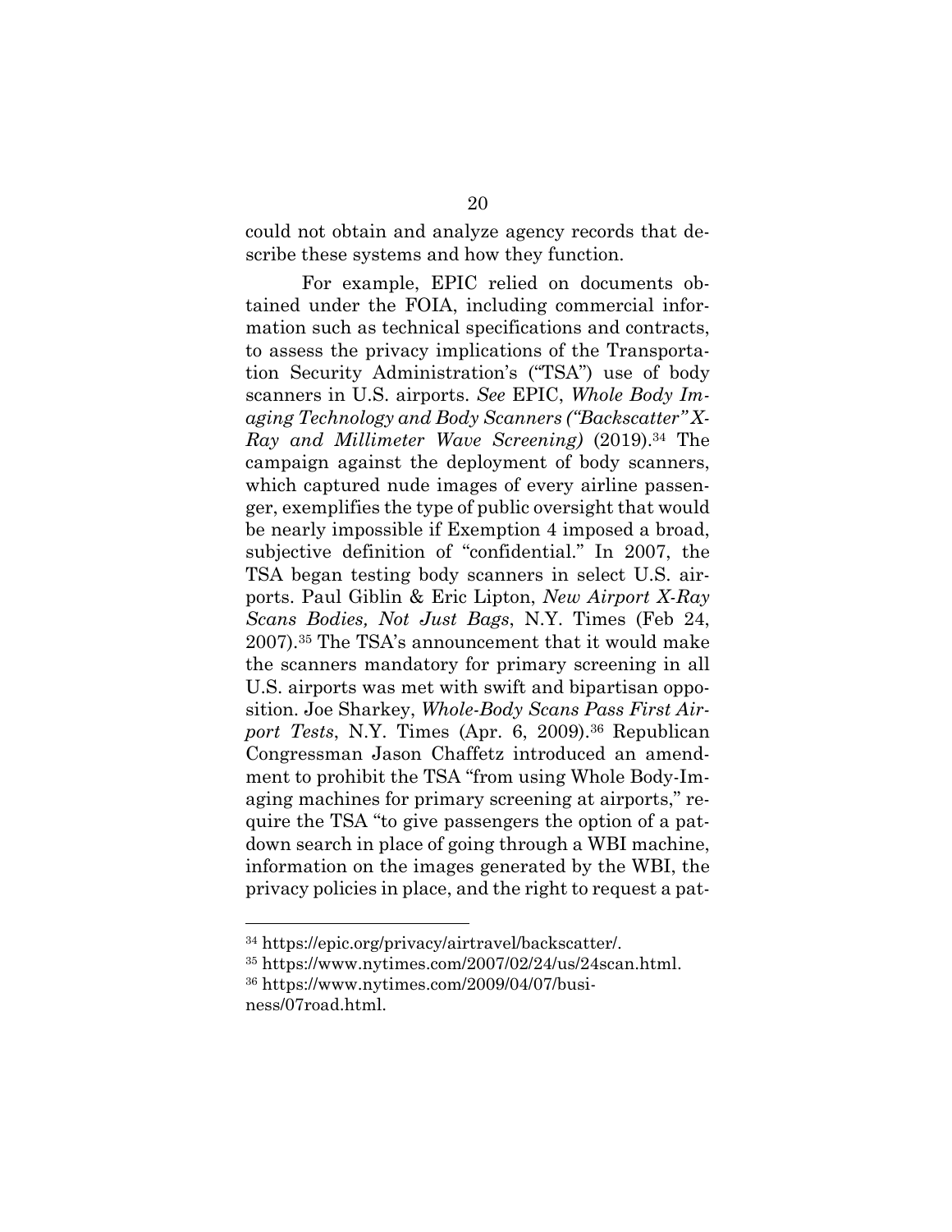could not obtain and analyze agency records that describe these systems and how they function.

For example, EPIC relied on documents obtained under the FOIA, including commercial information such as technical specifications and contracts, to assess the privacy implications of the Transportation Security Administration's ("TSA") use of body scanners in U.S. airports. *See* EPIC, *Whole Body Imaging Technology and Body Scanners ("Backscatter" X-Ray and Millimeter Wave Screening)* (2019).[34] The campaign against the deployment of body scanners, which captured nude images of every airline passenger, exemplifies the type of public oversight that would be nearly impossible if Exemption 4 imposed a broad, subjective definition of "confidential." In 2007, the TSA began testing body scanners in select U.S. airports. Paul Giblin & Eric Lipton, *New Airport X-Ray Scans Bodies, Not Just Bags*, N.Y. Times (Feb 24, 2007).[35] The TSA's announcement that it would make the scanners mandatory for primary screening in all U.S. airports was met with swift and bipartisan opposition. Joe Sharkey, *Whole-Body Scans Pass First Airport Tests*, N.Y. Times (Apr. 6, 2009).[36] Republican Congressman Jason Chaffetz introduced an amendment to prohibit the TSA "from using Whole Body-Imaging machines for primary screening at airports," require the TSA "to give passengers the option of a pat-down search in place of going through a WBI machine, information on the images generated by the WBI, the privacy policies in place, and the right to request a pat-

---

[34] https://epic.org/privacy/airtravel/backscatter/.

[35] https://www.nytimes.com/2007/02/24/us/24scan.html.

[36] https://www.nytimes.com/2009/04/07/business/07road.html.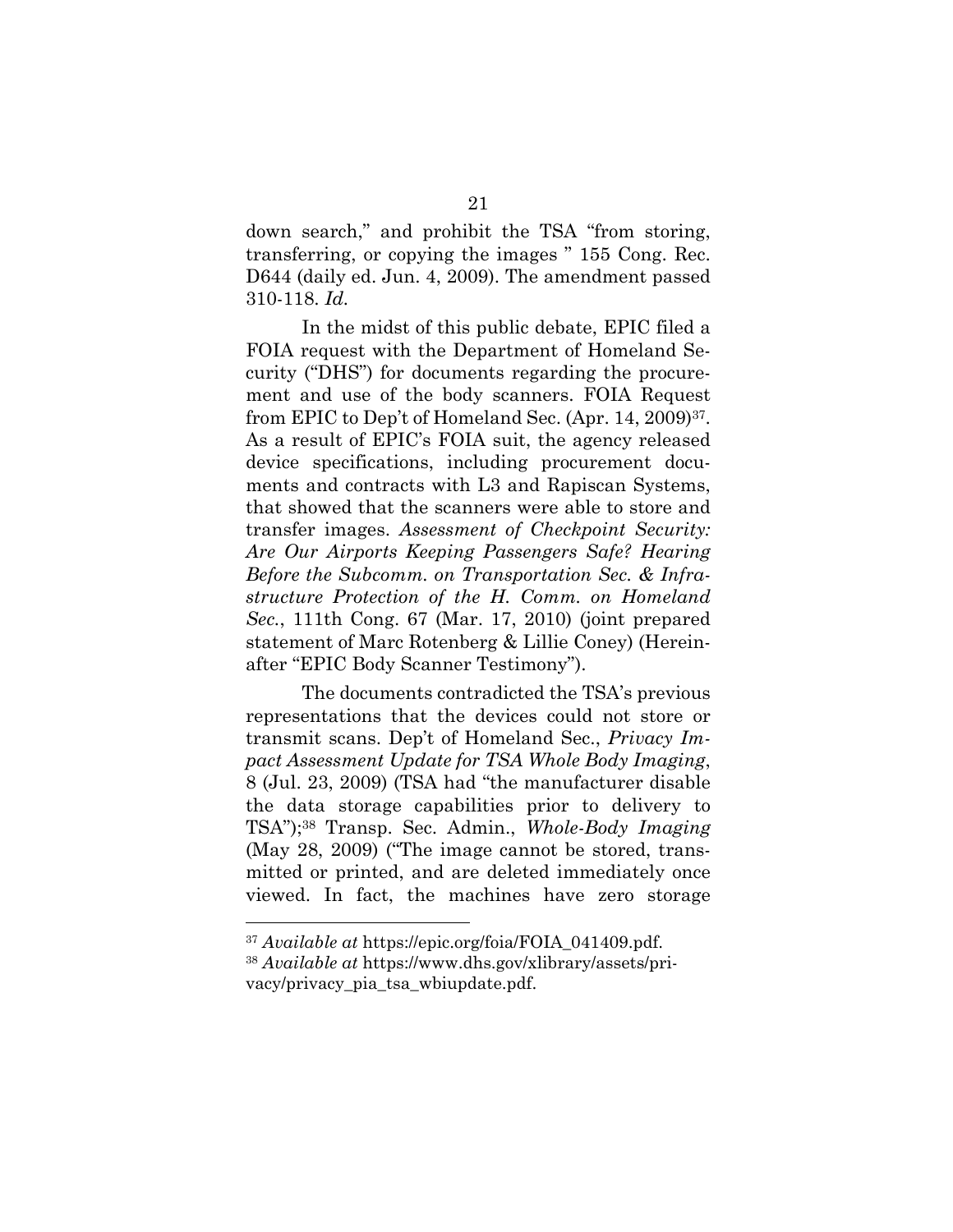down search," and prohibit the TSA "from storing, transferring, or copying the images " 155 Cong. Rec. D644 (daily ed. Jun. 4, 2009). The amendment passed 310-118. *Id.*

In the midst of this public debate, EPIC filed a FOIA request with the Department of Homeland Security ("DHS") for documents regarding the procurement and use of the body scanners. FOIA Request from EPIC to Dep't of Homeland Sec. (Apr. 14, 2009)[37]. As a result of EPIC's FOIA suit, the agency released device specifications, including procurement documents and contracts with L3 and Rapiscan Systems, that showed that the scanners were able to store and transfer images. *Assessment of Checkpoint Security: Are Our Airports Keeping Passengers Safe? Hearing Before the Subcomm. on Transportation Sec. & Infrastructure Protection of the H. Comm. on Homeland Sec.*, 111th Cong. 67 (Mar. 17, 2010) (joint prepared statement of Marc Rotenberg & Lillie Coney) (Hereinafter "EPIC Body Scanner Testimony").

The documents contradicted the TSA's previous representations that the devices could not store or transmit scans. Dep't of Homeland Sec., *Privacy Impact Assessment Update for TSA Whole Body Imaging*, 8 (Jul. 23, 2009) (TSA had "the manufacturer disable the data storage capabilities prior to delivery to TSA");[38] Transp. Sec. Admin., *Whole-Body Imaging* (May 28, 2009) ("The image cannot be stored, transmitted or printed, and are deleted immediately once viewed. In fact, the machines have zero storage

---

[37] *Available at* https://epic.org/foia/FOIA_041409.pdf.

[38] *Available at* https://www.dhs.gov/xlibrary/assets/privacy/privacy_pia_tsa_wbiupdate.pdf.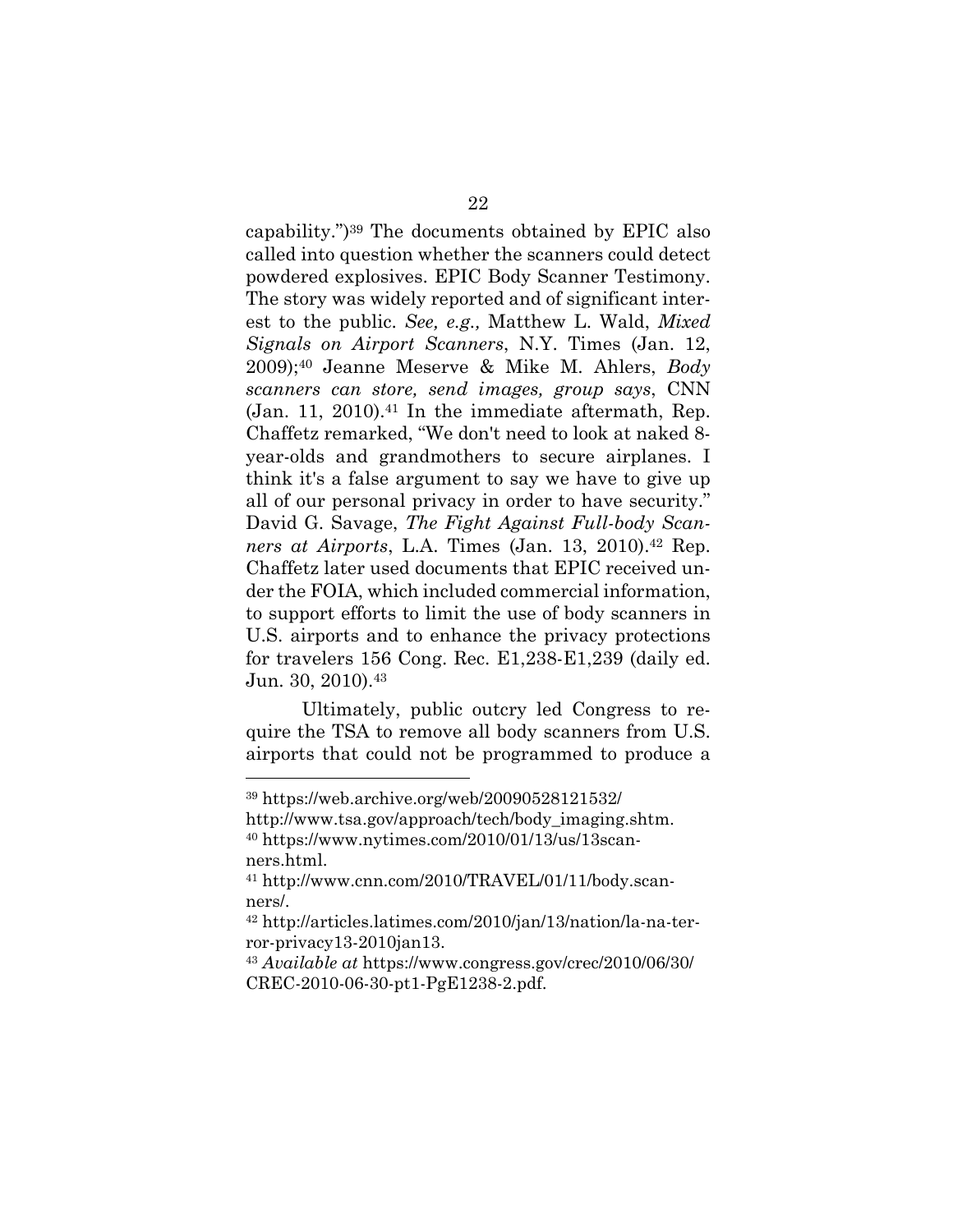capability.")[39] The documents obtained by EPIC also called into question whether the scanners could detect powdered explosives. EPIC Body Scanner Testimony. The story was widely reported and of significant interest to the public. *See, e.g.,* Matthew L. Wald, *Mixed Signals on Airport Scanners*, N.Y. Times (Jan. 12, 2009);[40] Jeanne Meserve & Mike M. Ahlers, *Body scanners can store, send images, group says*, CNN (Jan. 11, 2010).[41] In the immediate aftermath, Rep. Chaffetz remarked, "We don't need to look at naked 8-year-olds and grandmothers to secure airplanes. I think it's a false argument to say we have to give up all of our personal privacy in order to have security." David G. Savage, *The Fight Against Full-body Scanners at Airports*, L.A. Times (Jan. 13, 2010).[42] Rep. Chaffetz later used documents that EPIC received under the FOIA, which included commercial information, to support efforts to limit the use of body scanners in U.S. airports and to enhance the privacy protections for travelers 156 Cong. Rec. E1,238-E1,239 (daily ed. Jun. 30, 2010).[43]

Ultimately, public outcry led Congress to require the TSA to remove all body scanners from U.S. airports that could not be programmed to produce a

---

[39] https://web.archive.org/web/20090528121532/http://www.tsa.gov/approach/tech/body_imaging.shtm.

[40] https://www.nytimes.com/2010/01/13/us/13scanners.html.

[41] http://www.cnn.com/2010/TRAVEL/01/11/body.scanners/.

[42] http://articles.latimes.com/2010/jan/13/nation/la-na-terror-privacy13-2010jan13.

[43] *Available at* https://www.congress.gov/crec/2010/06/30/CREC-2010-06-30-pt1-PgE1238-2.pdf.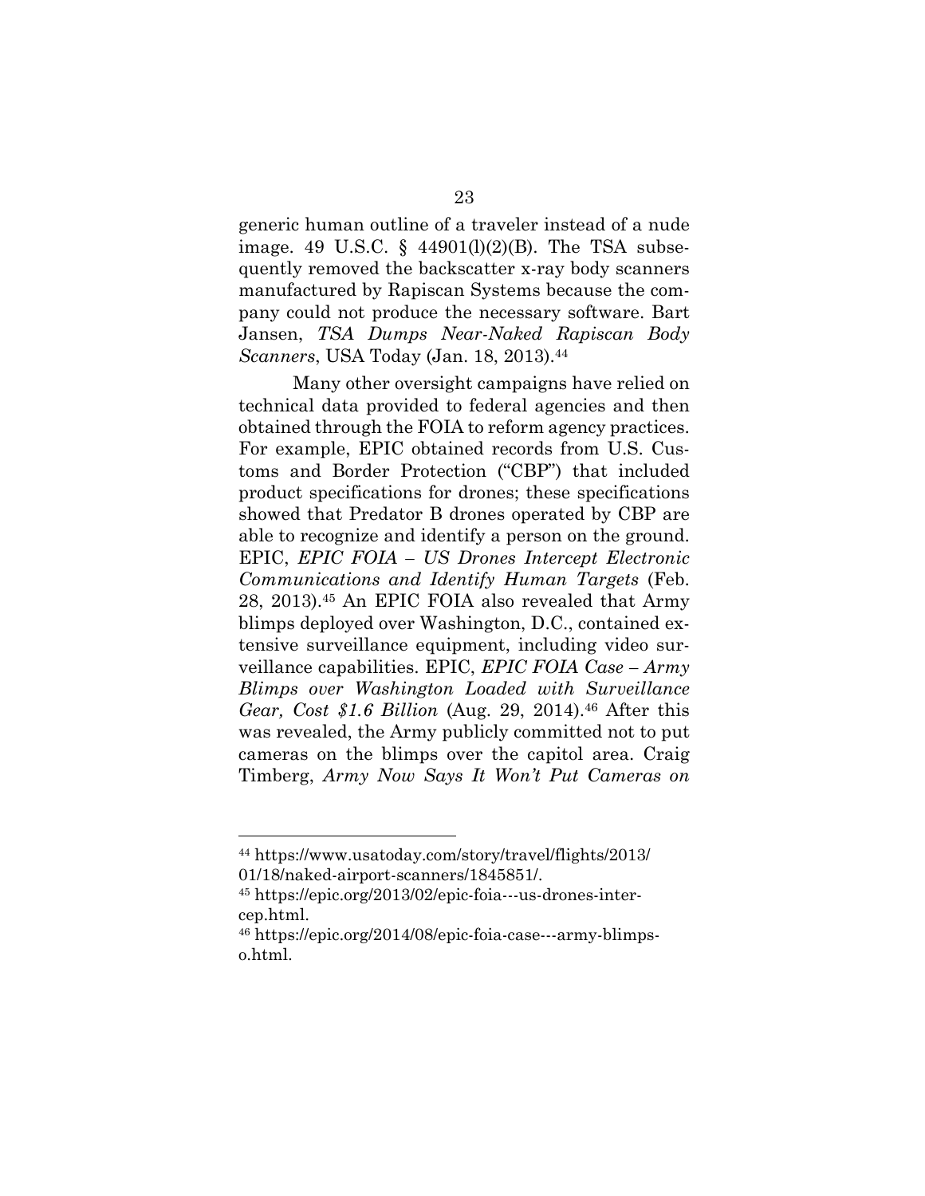generic human outline of a traveler instead of a nude image. 49 U.S.C. § 44901(l)(2)(B). The TSA subsequently removed the backscatter x-ray body scanners manufactured by Rapiscan Systems because the company could not produce the necessary software. Bart Jansen, *TSA Dumps Near-Naked Rapiscan Body Scanners*, USA Today (Jan. 18, 2013).[44]

Many other oversight campaigns have relied on technical data provided to federal agencies and then obtained through the FOIA to reform agency practices. For example, EPIC obtained records from U.S. Customs and Border Protection ("CBP") that included product specifications for drones; these specifications showed that Predator B drones operated by CBP are able to recognize and identify a person on the ground. EPIC, *EPIC FOIA – US Drones Intercept Electronic Communications and Identify Human Targets* (Feb. 28, 2013).[45] An EPIC FOIA also revealed that Army blimps deployed over Washington, D.C., contained extensive surveillance equipment, including video surveillance capabilities. EPIC, *EPIC FOIA Case – Army Blimps over Washington Loaded with Surveillance Gear, Cost $1.6 Billion* (Aug. 29, 2014).[46] After this was revealed, the Army publicly committed not to put cameras on the blimps over the capitol area. Craig Timberg, *Army Now Says It Won't Put Cameras on*

---

[44] https://www.usatoday.com/story/travel/flights/2013/01/18/naked-airport-scanners/1845851/.

[45] https://epic.org/2013/02/epic-foia---us-drones-intercep.html.

[46] https://epic.org/2014/08/epic-foia-case---army-blimps-o.html.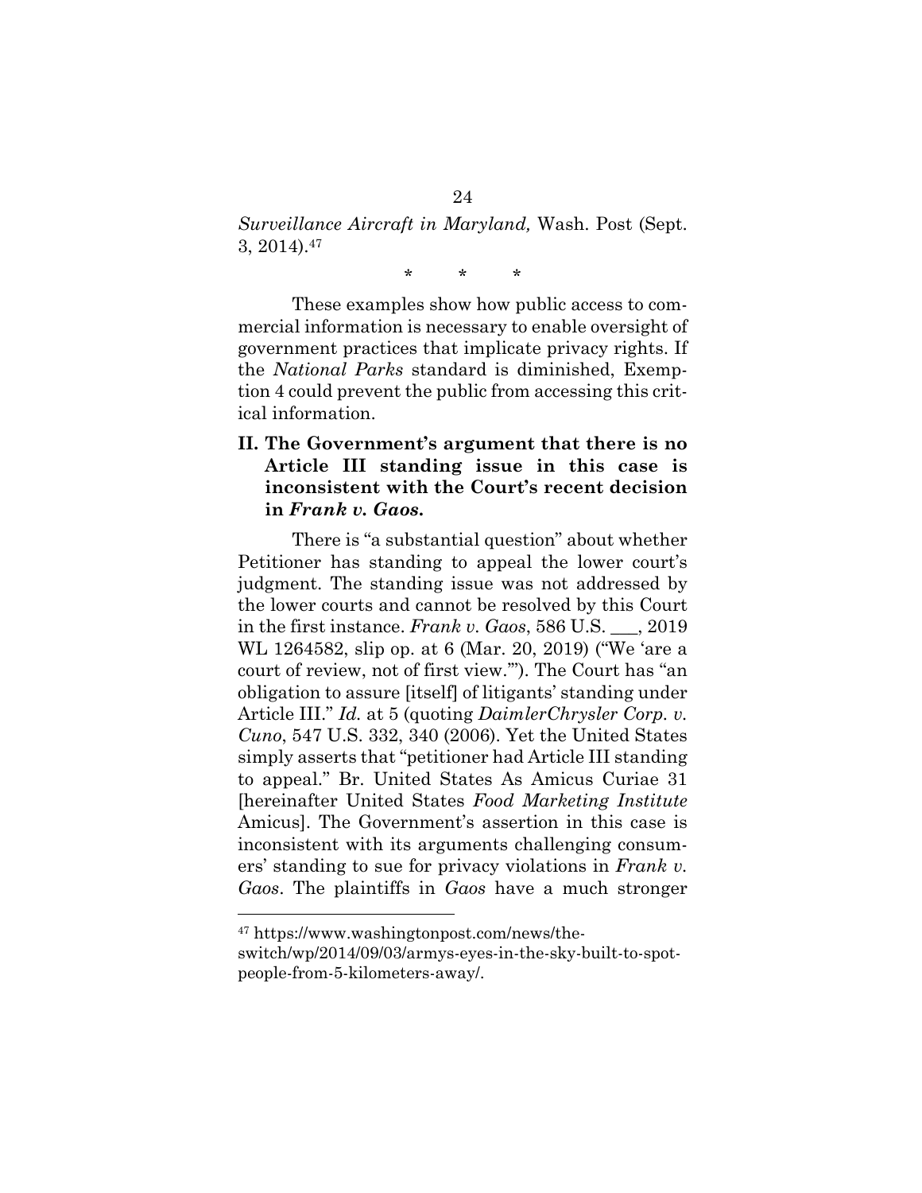*Surveillance Aircraft in Maryland,* Wash. Post (Sept. 3, 2014).[47]

\* \* \*

These examples show how public access to commercial information is necessary to enable oversight of government practices that implicate privacy rights. If the *National Parks* standard is diminished, Exemption 4 could prevent the public from accessing this critical information.

## II. The Government's argument that there is no Article III standing issue in this case is inconsistent with the Court's recent decision in *Frank v. Gaos.*

There is "a substantial question" about whether Petitioner has standing to appeal the lower court's judgment. The standing issue was not addressed by the lower courts and cannot be resolved by this Court in the first instance. *Frank v. Gaos*, 586 U.S. ___, 2019 WL 1264582, slip op. at 6 (Mar. 20, 2019) ("We 'are a court of review, not of first view.'"). The Court has "an obligation to assure [itself] of litigants' standing under Article III." *Id.* at 5 (quoting *DaimlerChrysler Corp. v. Cuno*, 547 U.S. 332, 340 (2006). Yet the United States simply asserts that "petitioner had Article III standing to appeal." Br. United States As Amicus Curiae 31 [hereinafter United States *Food Marketing Institute* Amicus]. The Government's assertion in this case is inconsistent with its arguments challenging consumers' standing to sue for privacy violations in *Frank v. Gaos*. The plaintiffs in *Gaos* have a much stronger

---

[47] https://www.washingtonpost.com/news/the-switch/wp/2014/09/03/armys-eyes-in-the-sky-built-to-spot-people-from-5-kilometers-away/.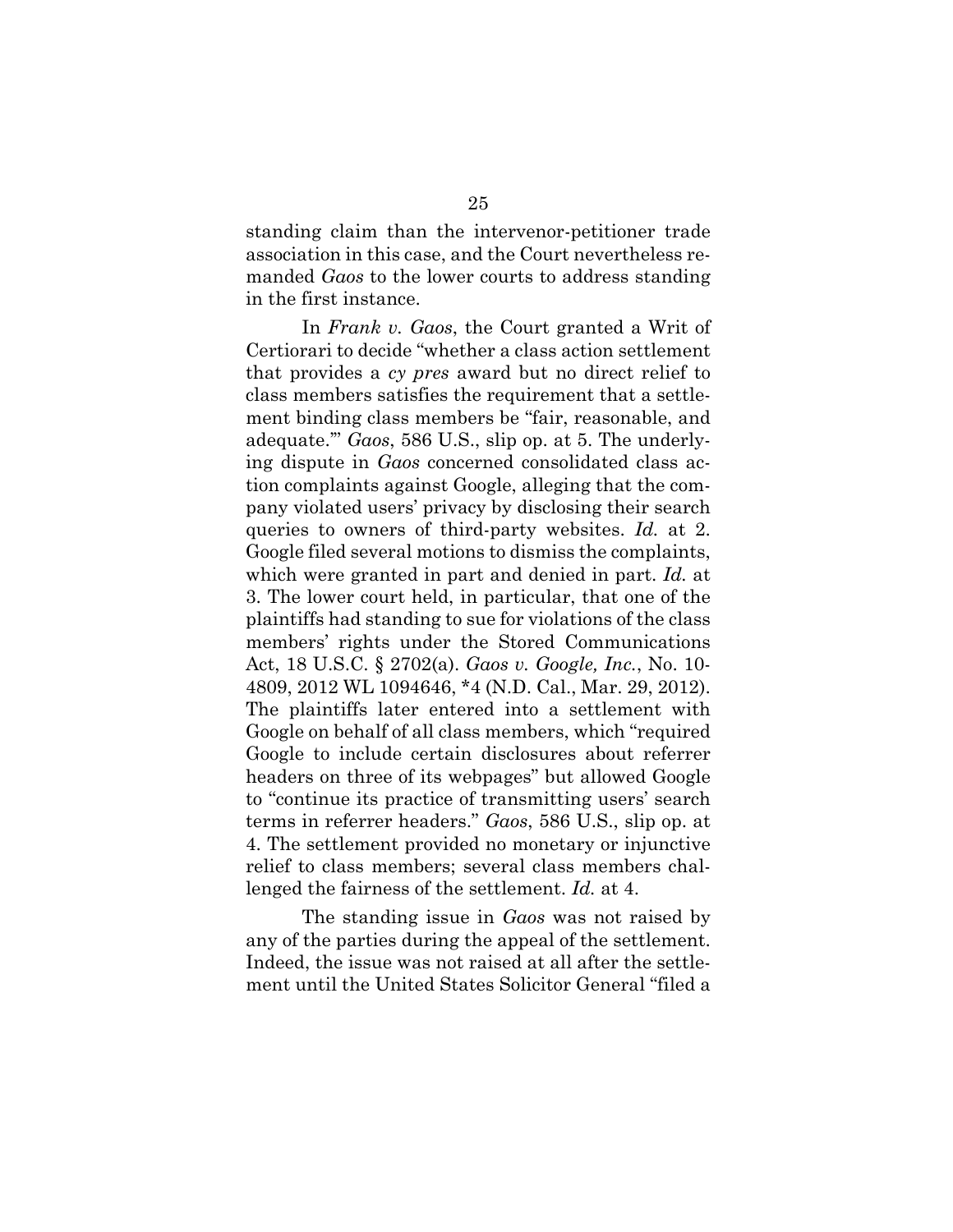standing claim than the intervenor-petitioner trade association in this case, and the Court nevertheless remanded *Gaos* to the lower courts to address standing in the first instance.

In *Frank v. Gaos*, the Court granted a Writ of Certiorari to decide "whether a class action settlement that provides a *cy pres* award but no direct relief to class members satisfies the requirement that a settlement binding class members be "fair, reasonable, and adequate."" *Gaos*, 586 U.S., slip op. at 5. The underlying dispute in *Gaos* concerned consolidated class action complaints against Google, alleging that the company violated users' privacy by disclosing their search queries to owners of third-party websites. *Id.* at 2. Google filed several motions to dismiss the complaints, which were granted in part and denied in part. *Id.* at 3. The lower court held, in particular, that one of the plaintiffs had standing to sue for violations of the class members' rights under the Stored Communications Act, 18 U.S.C. § 2702(a). *Gaos v. Google, Inc.*, No. 10-4809, 2012 WL 1094646, *4 (N.D. Cal., Mar. 29, 2012). The plaintiffs later entered into a settlement with Google on behalf of all class members, which "required Google to include certain disclosures about referrer headers on three of its webpages" but allowed Google to "continue its practice of transmitting users' search terms in referrer headers." *Gaos*, 586 U.S., slip op. at 4. The settlement provided no monetary or injunctive relief to class members; several class members challenged the fairness of the settlement. *Id.* at 4.

The standing issue in *Gaos* was not raised by any of the parties during the appeal of the settlement. Indeed, the issue was not raised at all after the settlement until the United States Solicitor General "filed a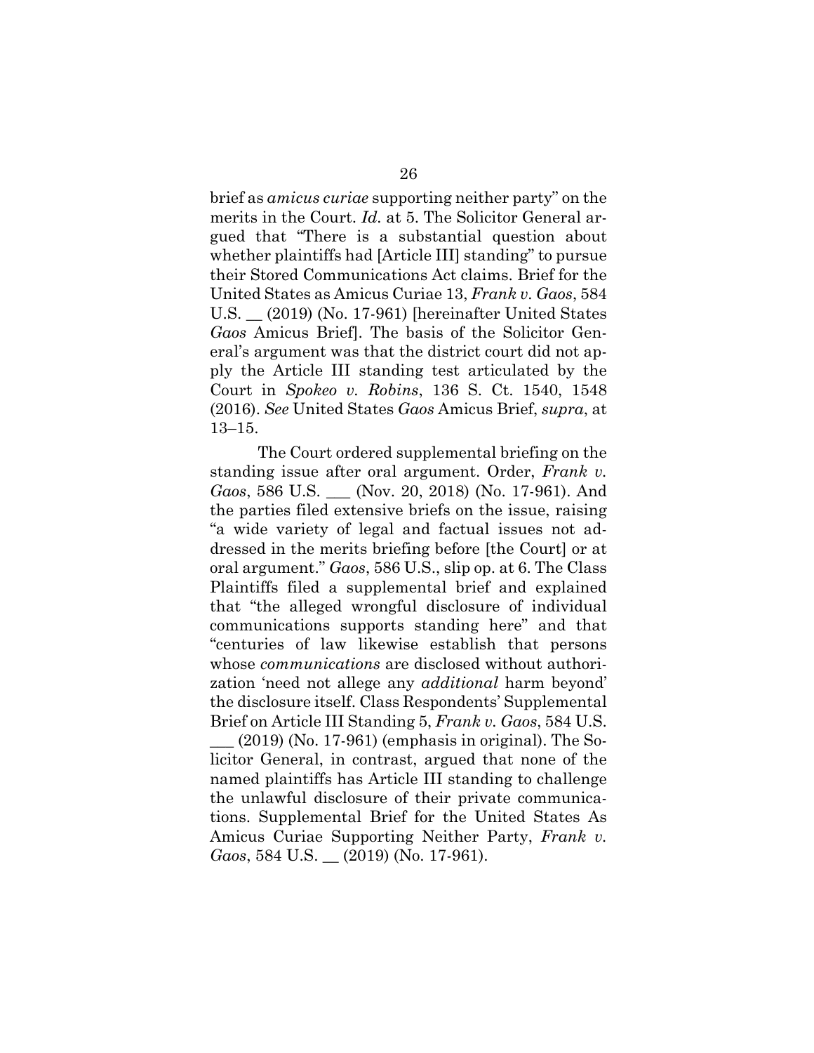brief as *amicus curiae* supporting neither party" on the merits in the Court. *Id.* at 5. The Solicitor General argued that "There is a substantial question about whether plaintiffs had [Article III] standing" to pursue their Stored Communications Act claims. Brief for the United States as Amicus Curiae 13, *Frank v. Gaos*, 584 U.S. __ (2019) (No. 17-961) [hereinafter United States *Gaos* Amicus Brief]. The basis of the Solicitor General's argument was that the district court did not apply the Article III standing test articulated by the Court in *Spokeo v. Robins*, 136 S. Ct. 1540, 1548 (2016). *See* United States *Gaos* Amicus Brief, *supra*, at 13–15.

The Court ordered supplemental briefing on the standing issue after oral argument. Order, *Frank v. Gaos*, 586 U.S. ___ (Nov. 20, 2018) (No. 17-961). And the parties filed extensive briefs on the issue, raising "a wide variety of legal and factual issues not addressed in the merits briefing before [the Court] or at oral argument." *Gaos*, 586 U.S., slip op. at 6. The Class Plaintiffs filed a supplemental brief and explained that "the alleged wrongful disclosure of individual communications supports standing here" and that "centuries of law likewise establish that persons whose *communications* are disclosed without authorization 'need not allege any *additional* harm beyond' the disclosure itself. Class Respondents' Supplemental Brief on Article III Standing 5, *Frank v. Gaos*, 584 U.S. ___ (2019) (No. 17-961) (emphasis in original). The Solicitor General, in contrast, argued that none of the named plaintiffs has Article III standing to challenge the unlawful disclosure of their private communications. Supplemental Brief for the United States As Amicus Curiae Supporting Neither Party, *Frank v. Gaos*, 584 U.S. __ (2019) (No. 17-961).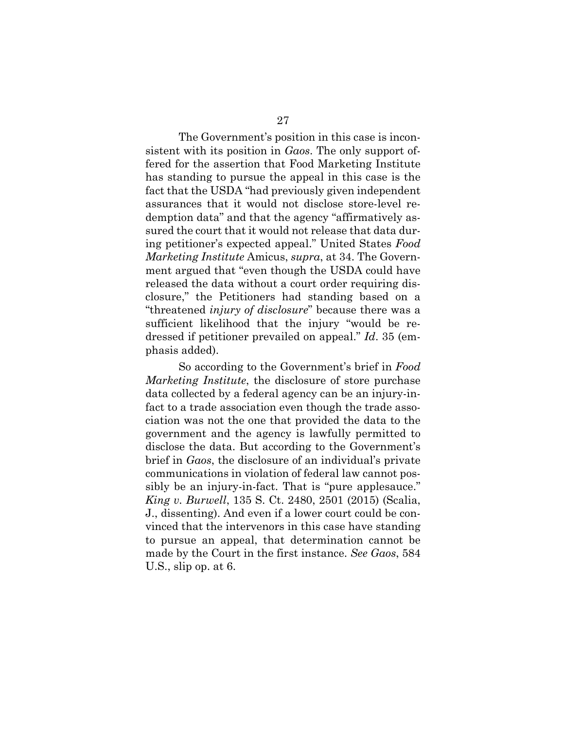The Government's position in this case is inconsistent with its position in *Gaos*. The only support offered for the assertion that Food Marketing Institute has standing to pursue the appeal in this case is the fact that the USDA "had previously given independent assurances that it would not disclose store-level redemption data" and that the agency "affirmatively assured the court that it would not release that data during petitioner's expected appeal." United States *Food Marketing Institute* Amicus, *supra*, at 34. The Government argued that "even though the USDA could have released the data without a court order requiring disclosure," the Petitioners had standing based on a "threatened *injury of disclosure*" because there was a sufficient likelihood that the injury "would be redressed if petitioner prevailed on appeal." *Id*. 35 (emphasis added).

So according to the Government's brief in *Food Marketing Institute*, the disclosure of store purchase data collected by a federal agency can be an injury-in-fact to a trade association even though the trade association was not the one that provided the data to the government and the agency is lawfully permitted to disclose the data. But according to the Government's brief in *Gaos*, the disclosure of an individual's private communications in violation of federal law cannot possibly be an injury-in-fact. That is "pure applesauce." *King v. Burwell*, 135 S. Ct. 2480, 2501 (2015) (Scalia, J., dissenting). And even if a lower court could be convinced that the intervenors in this case have standing to pursue an appeal, that determination cannot be made by the Court in the first instance. *See Gaos*, 584 U.S., slip op. at 6.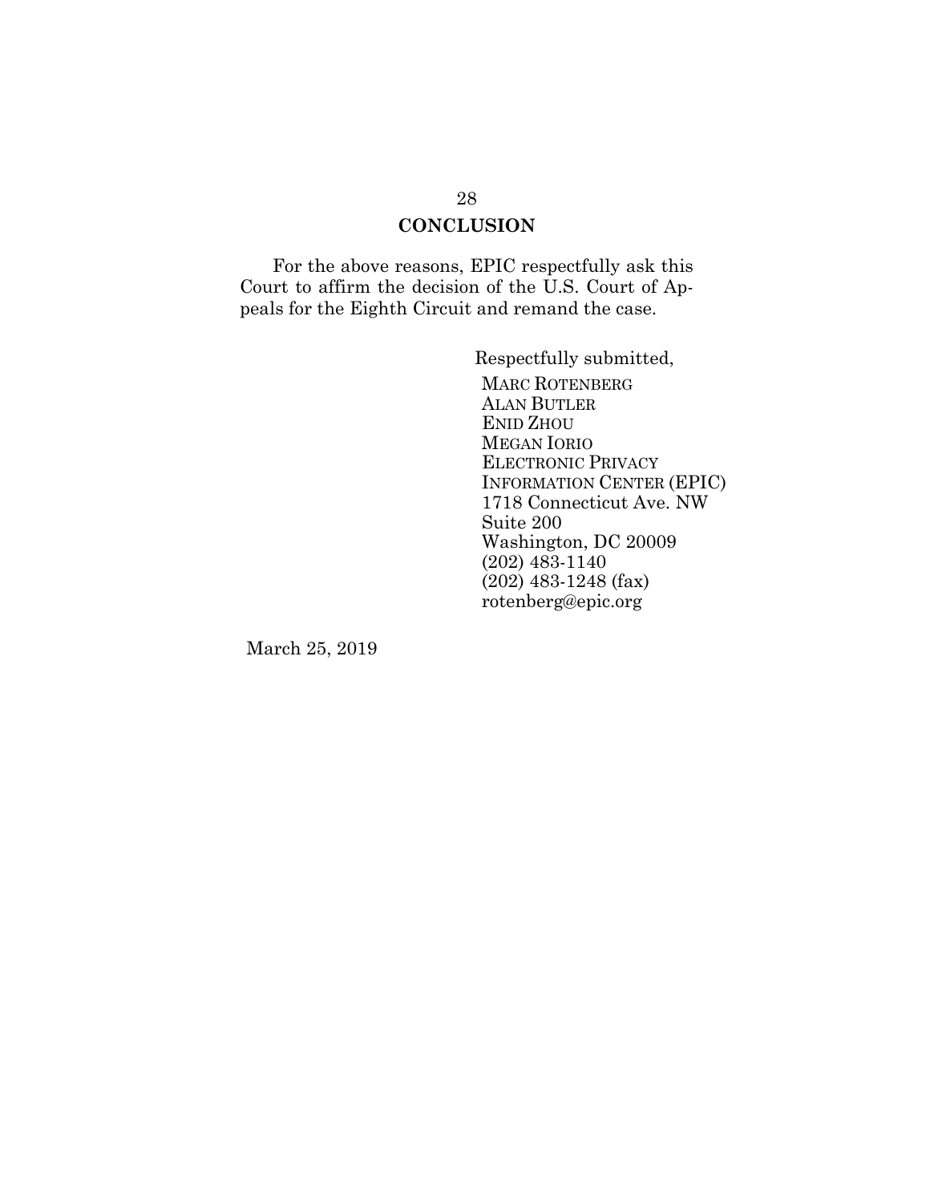## CONCLUSION

For the above reasons, EPIC respectfully ask this Court to affirm the decision of the U.S. Court of Appeals for the Eighth Circuit and remand the case.

Respectfully submitted,

MARC ROTENBERG
ALAN BUTLER
ENID ZHOU
MEGAN IORIO
ELECTRONIC PRIVACY
INFORMATION CENTER (EPIC)
1718 Connecticut Ave. NW
Suite 200
Washington, DC 20009
(202) 483-1140
(202) 483-1248 (fax)
rotenberg@epic.org

March 25, 2019